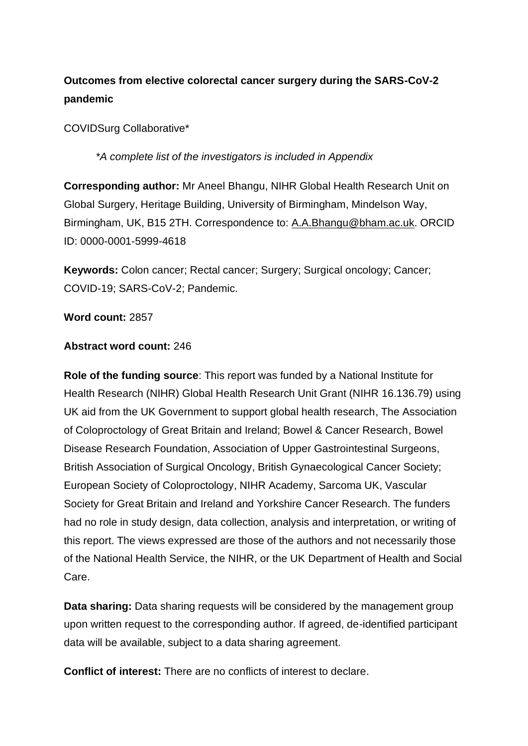**Outcomes from elective colorectal cancer surgery during the SARS-CoV-2 pandemic**

COVIDSurg Collaborative*

*\*A complete list of the investigators is included in Appendix*

**Corresponding author:** Mr Aneel Bhangu, NIHR Global Health Research Unit on Global Surgery, Heritage Building, University of Birmingham, Mindelson Way, Birmingham, UK, B15 2TH. Correspondence to: A.A.Bhangu@bham.ac.uk. ORCID ID: 0000-0001-5999-4618

**Keywords:** Colon cancer; Rectal cancer; Surgery; Surgical oncology; Cancer; COVID-19; SARS-CoV-2; Pandemic.

**Word count:** 2857

**Abstract word count:** 246

**Role of the funding source**: This report was funded by a National Institute for Health Research (NIHR) Global Health Research Unit Grant (NIHR 16.136.79) using UK aid from the UK Government to support global health research, The Association of Coloproctology of Great Britain and Ireland; Bowel & Cancer Research, Bowel Disease Research Foundation, Association of Upper Gastrointestinal Surgeons, British Association of Surgical Oncology, British Gynaecological Cancer Society; European Society of Coloproctology, NIHR Academy, Sarcoma UK, Vascular Society for Great Britain and Ireland and Yorkshire Cancer Research. The funders had no role in study design, data collection, analysis and interpretation, or writing of this report. The views expressed are those of the authors and not necessarily those of the National Health Service, the NIHR, or the UK Department of Health and Social Care.

**Data sharing:** Data sharing requests will be considered by the management group upon written request to the corresponding author. If agreed, de-identified participant data will be available, subject to a data sharing agreement.

**Conflict of interest:** There are no conflicts of interest to declare.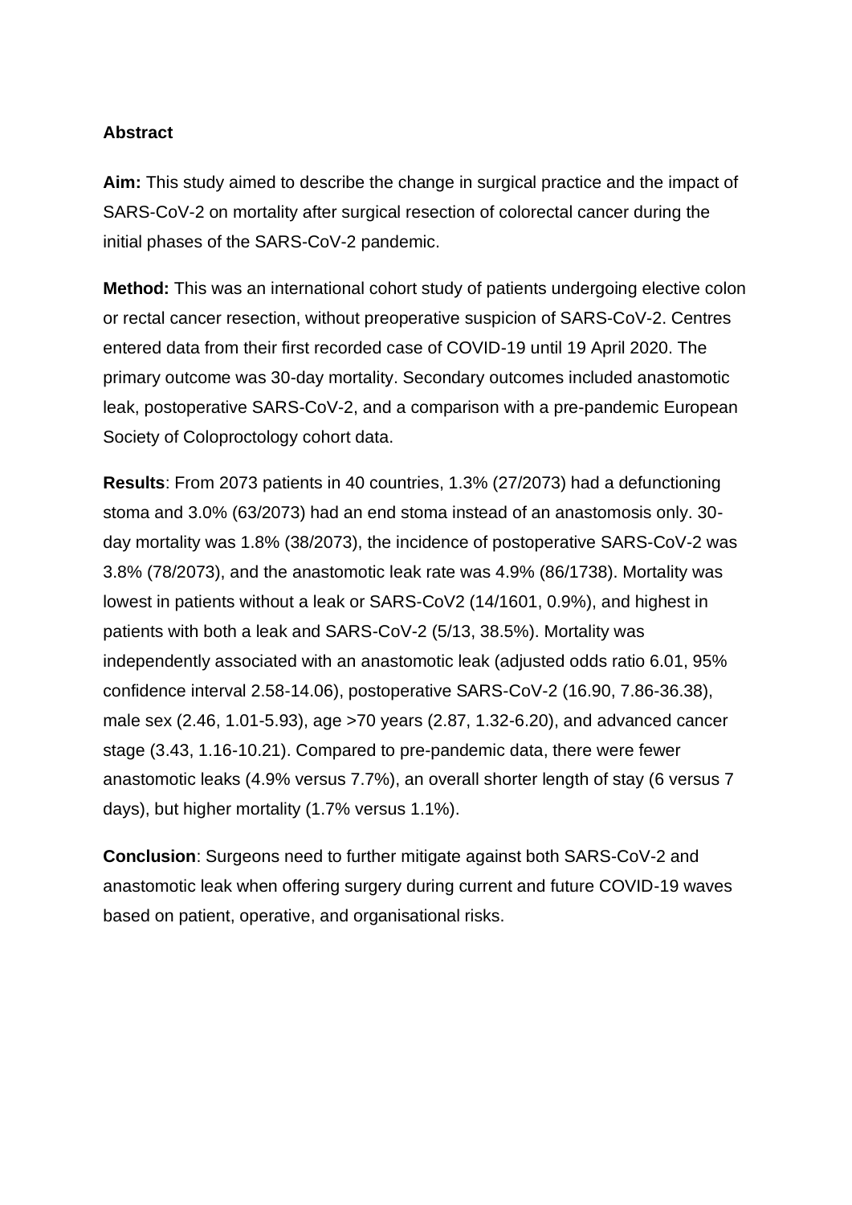## Abstract

**Aim:** This study aimed to describe the change in surgical practice and the impact of SARS-CoV-2 on mortality after surgical resection of colorectal cancer during the initial phases of the SARS-CoV-2 pandemic.

**Method:** This was an international cohort study of patients undergoing elective colon or rectal cancer resection, without preoperative suspicion of SARS-CoV-2. Centres entered data from their first recorded case of COVID-19 until 19 April 2020. The primary outcome was 30-day mortality. Secondary outcomes included anastomotic leak, postoperative SARS-CoV-2, and a comparison with a pre-pandemic European Society of Coloproctology cohort data.

**Results**: From 2073 patients in 40 countries, 1.3% (27/2073) had a defunctioning stoma and 3.0% (63/2073) had an end stoma instead of an anastomosis only. 30-day mortality was 1.8% (38/2073), the incidence of postoperative SARS-CoV-2 was 3.8% (78/2073), and the anastomotic leak rate was 4.9% (86/1738). Mortality was lowest in patients without a leak or SARS-CoV2 (14/1601, 0.9%), and highest in patients with both a leak and SARS-CoV-2 (5/13, 38.5%). Mortality was independently associated with an anastomotic leak (adjusted odds ratio 6.01, 95% confidence interval 2.58-14.06), postoperative SARS-CoV-2 (16.90, 7.86-36.38), male sex (2.46, 1.01-5.93), age >70 years (2.87, 1.32-6.20), and advanced cancer stage (3.43, 1.16-10.21). Compared to pre-pandemic data, there were fewer anastomotic leaks (4.9% versus 7.7%), an overall shorter length of stay (6 versus 7 days), but higher mortality (1.7% versus 1.1%).

**Conclusion**: Surgeons need to further mitigate against both SARS-CoV-2 and anastomotic leak when offering surgery during current and future COVID-19 waves based on patient, operative, and organisational risks.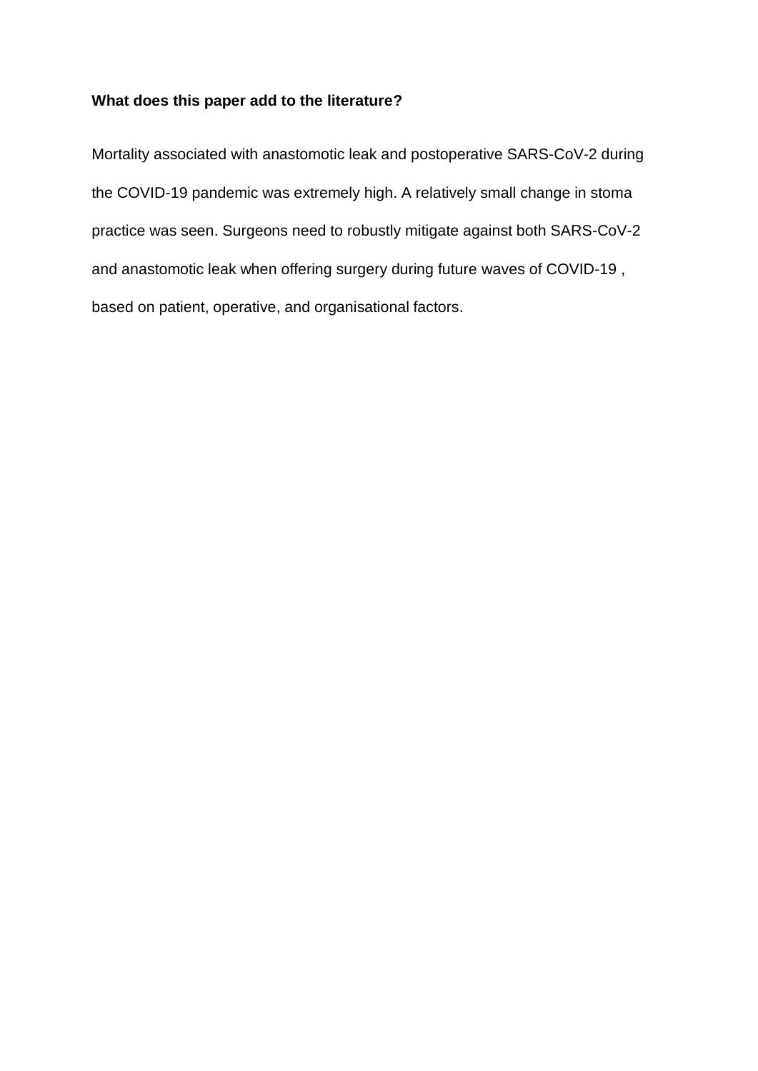**What does this paper add to the literature?**

Mortality associated with anastomotic leak and postoperative SARS-CoV-2 during the COVID-19 pandemic was extremely high. A relatively small change in stoma practice was seen. Surgeons need to robustly mitigate against both SARS-CoV-2 and anastomotic leak when offering surgery during future waves of COVID-19 , based on patient, operative, and organisational factors.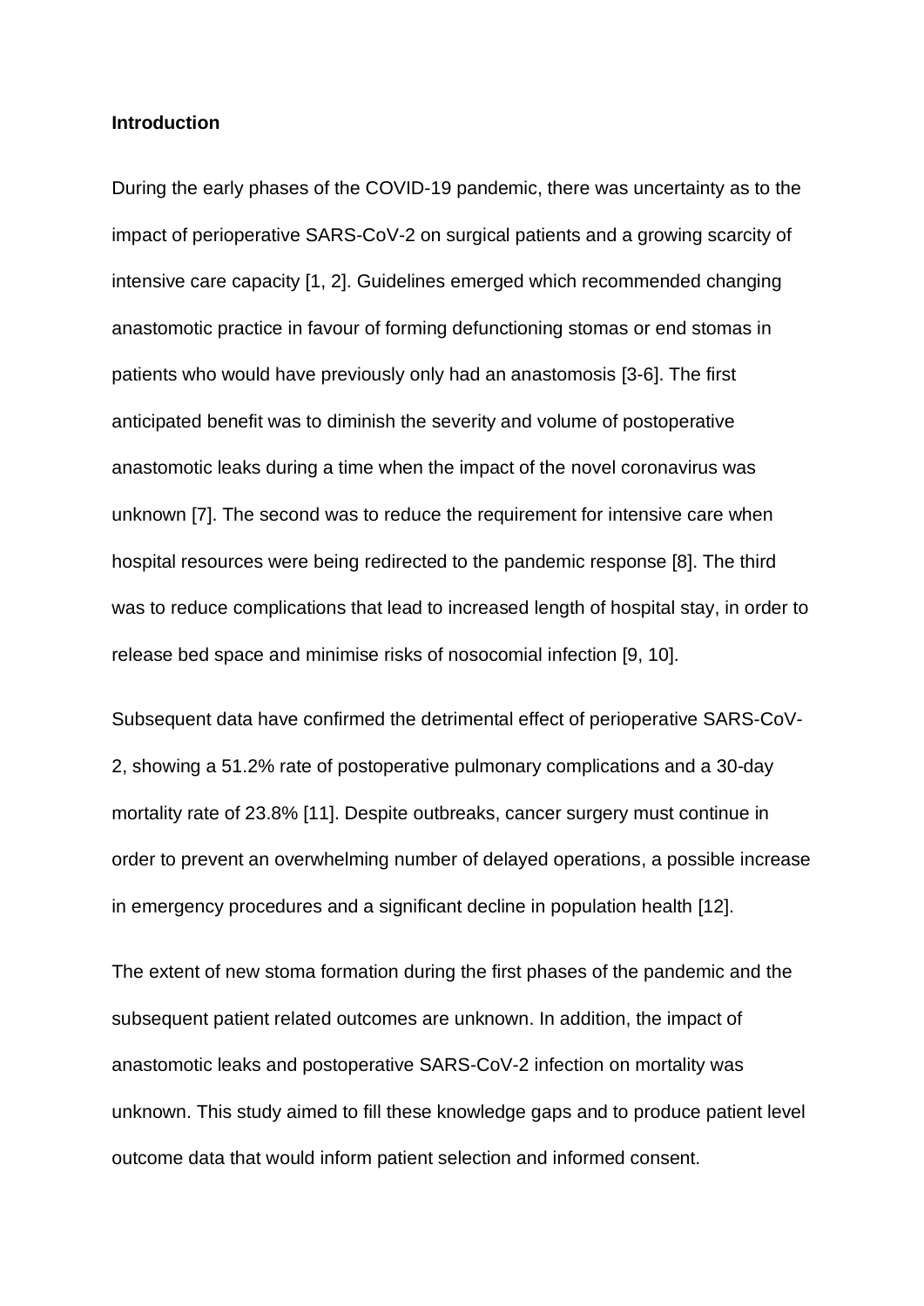## Introduction

During the early phases of the COVID-19 pandemic, there was uncertainty as to the impact of perioperative SARS-CoV-2 on surgical patients and a growing scarcity of intensive care capacity [1, 2]. Guidelines emerged which recommended changing anastomotic practice in favour of forming defunctioning stomas or end stomas in patients who would have previously only had an anastomosis [3-6]. The first anticipated benefit was to diminish the severity and volume of postoperative anastomotic leaks during a time when the impact of the novel coronavirus was unknown [7]. The second was to reduce the requirement for intensive care when hospital resources were being redirected to the pandemic response [8]. The third was to reduce complications that lead to increased length of hospital stay, in order to release bed space and minimise risks of nosocomial infection [9, 10].

Subsequent data have confirmed the detrimental effect of perioperative SARS-CoV-2, showing a 51.2% rate of postoperative pulmonary complications and a 30-day mortality rate of 23.8% [11]. Despite outbreaks, cancer surgery must continue in order to prevent an overwhelming number of delayed operations, a possible increase in emergency procedures and a significant decline in population health [12].

The extent of new stoma formation during the first phases of the pandemic and the subsequent patient related outcomes are unknown. In addition, the impact of anastomotic leaks and postoperative SARS-CoV-2 infection on mortality was unknown. This study aimed to fill these knowledge gaps and to produce patient level outcome data that would inform patient selection and informed consent.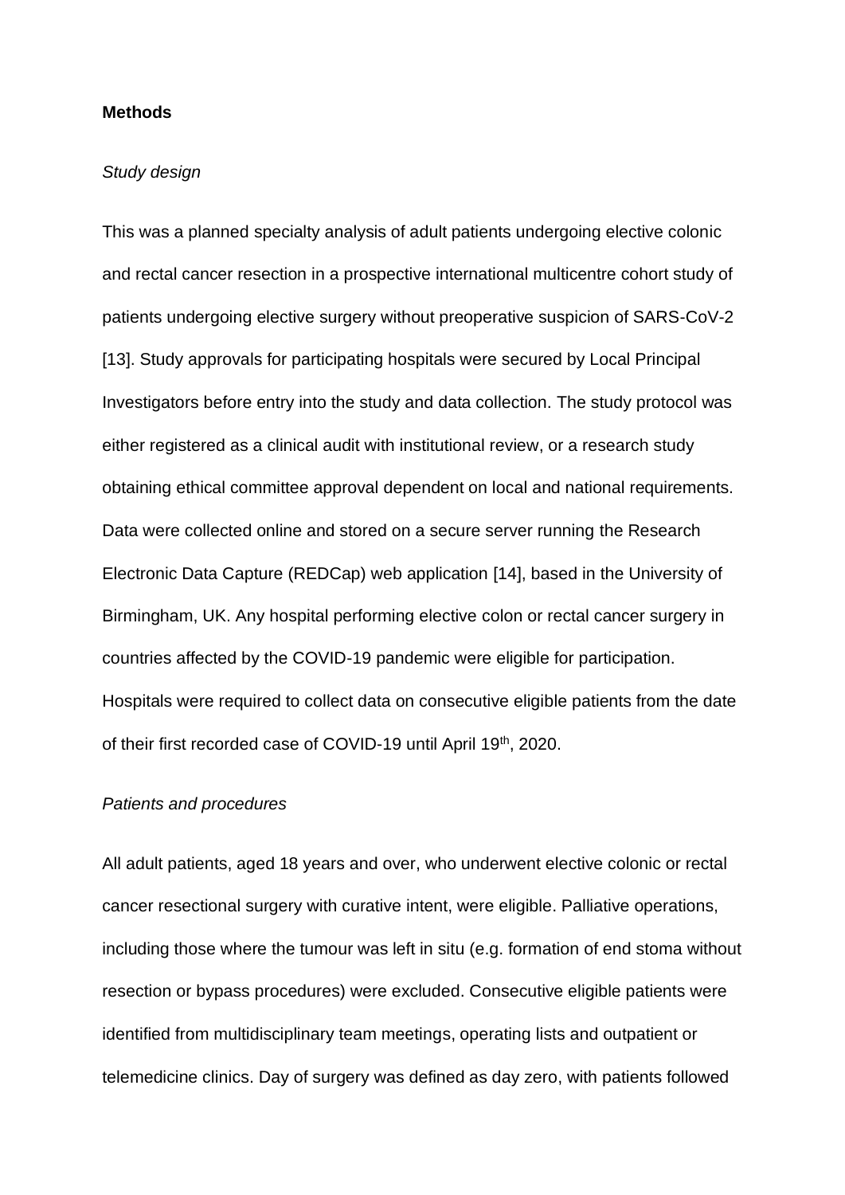**Methods**

*Study design*

This was a planned specialty analysis of adult patients undergoing elective colonic and rectal cancer resection in a prospective international multicentre cohort study of patients undergoing elective surgery without preoperative suspicion of SARS-CoV-2 [13]. Study approvals for participating hospitals were secured by Local Principal Investigators before entry into the study and data collection. The study protocol was either registered as a clinical audit with institutional review, or a research study obtaining ethical committee approval dependent on local and national requirements. Data were collected online and stored on a secure server running the Research Electronic Data Capture (REDCap) web application [14], based in the University of Birmingham, UK. Any hospital performing elective colon or rectal cancer surgery in countries affected by the COVID-19 pandemic were eligible for participation. Hospitals were required to collect data on consecutive eligible patients from the date of their first recorded case of COVID-19 until April 19th, 2020.

*Patients and procedures*

All adult patients, aged 18 years and over, who underwent elective colonic or rectal cancer resectional surgery with curative intent, were eligible. Palliative operations, including those where the tumour was left in situ (e.g. formation of end stoma without resection or bypass procedures) were excluded. Consecutive eligible patients were identified from multidisciplinary team meetings, operating lists and outpatient or telemedicine clinics. Day of surgery was defined as day zero, with patients followed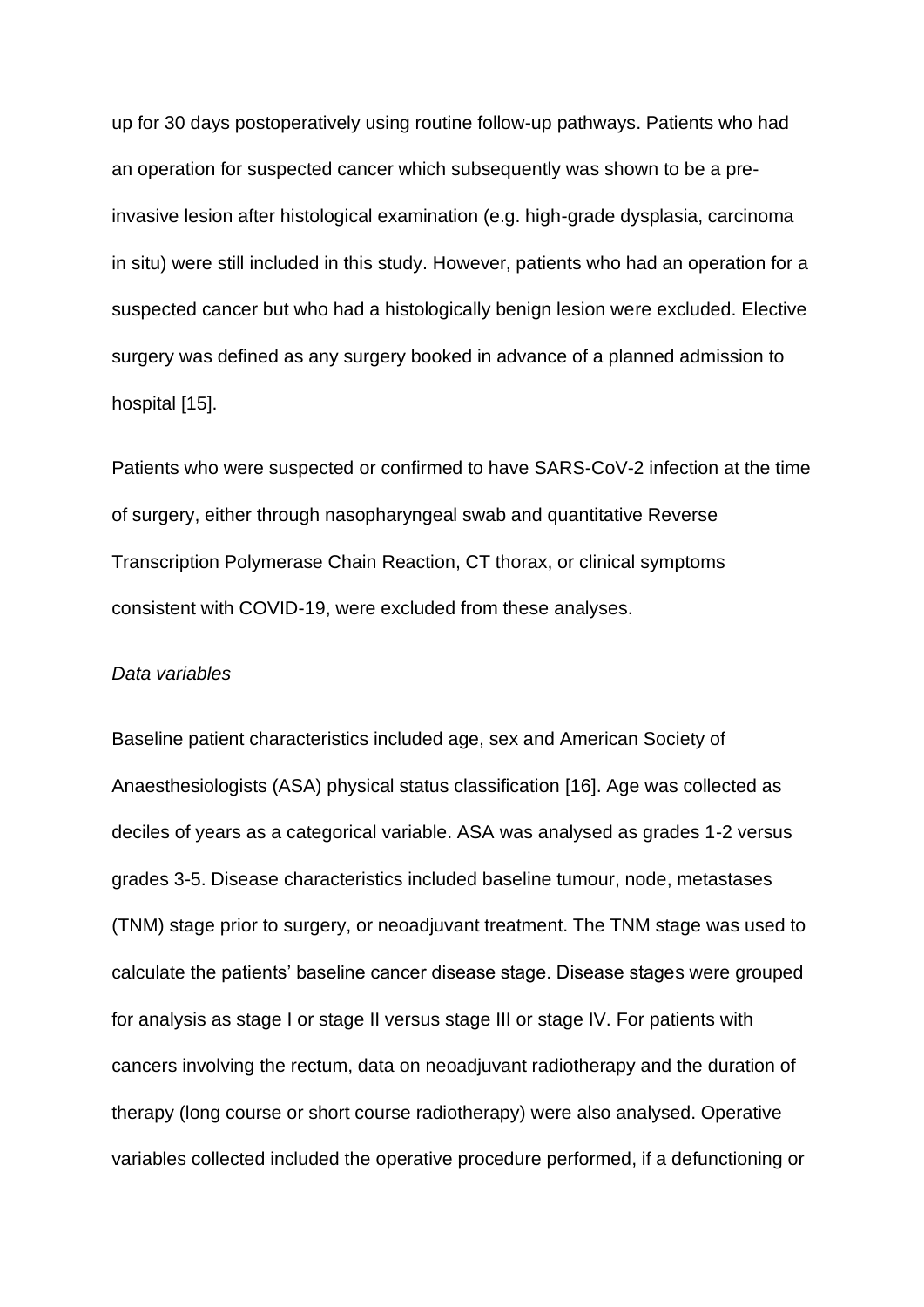up for 30 days postoperatively using routine follow-up pathways. Patients who had an operation for suspected cancer which subsequently was shown to be a pre-invasive lesion after histological examination (e.g. high-grade dysplasia, carcinoma in situ) were still included in this study. However, patients who had an operation for a suspected cancer but who had a histologically benign lesion were excluded. Elective surgery was defined as any surgery booked in advance of a planned admission to hospital [15].

Patients who were suspected or confirmed to have SARS-CoV-2 infection at the time of surgery, either through nasopharyngeal swab and quantitative Reverse Transcription Polymerase Chain Reaction, CT thorax, or clinical symptoms consistent with COVID-19, were excluded from these analyses.

*Data variables*

Baseline patient characteristics included age, sex and American Society of Anaesthesiologists (ASA) physical status classification [16]. Age was collected as deciles of years as a categorical variable. ASA was analysed as grades 1-2 versus grades 3-5. Disease characteristics included baseline tumour, node, metastases (TNM) stage prior to surgery, or neoadjuvant treatment. The TNM stage was used to calculate the patients' baseline cancer disease stage. Disease stages were grouped for analysis as stage I or stage II versus stage III or stage IV. For patients with cancers involving the rectum, data on neoadjuvant radiotherapy and the duration of therapy (long course or short course radiotherapy) were also analysed. Operative variables collected included the operative procedure performed, if a defunctioning or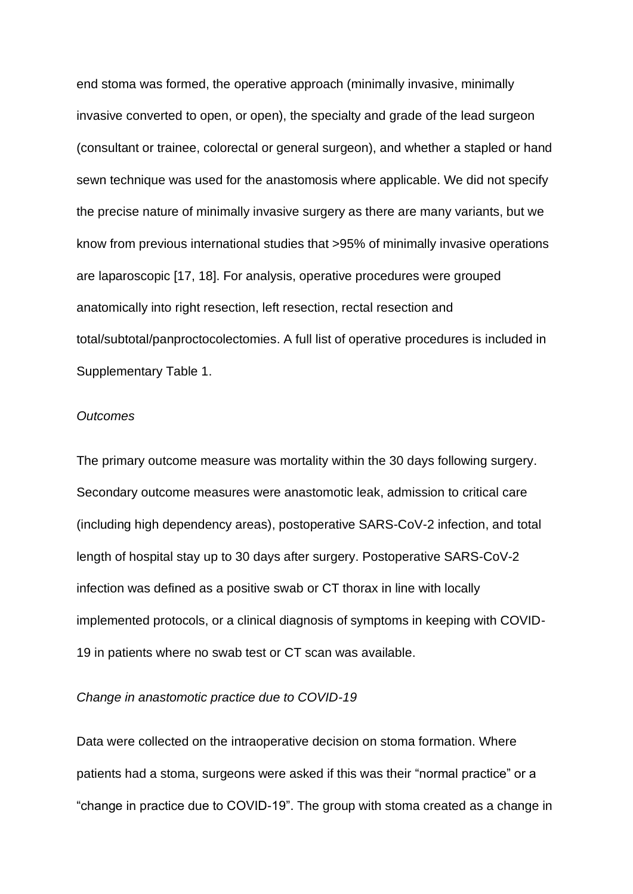end stoma was formed, the operative approach (minimally invasive, minimally invasive converted to open, or open), the specialty and grade of the lead surgeon (consultant or trainee, colorectal or general surgeon), and whether a stapled or hand sewn technique was used for the anastomosis where applicable. We did not specify the precise nature of minimally invasive surgery as there are many variants, but we know from previous international studies that >95% of minimally invasive operations are laparoscopic [17, 18]. For analysis, operative procedures were grouped anatomically into right resection, left resection, rectal resection and total/subtotal/panproctocolectomies. A full list of operative procedures is included in Supplementary Table 1.

*Outcomes*

The primary outcome measure was mortality within the 30 days following surgery. Secondary outcome measures were anastomotic leak, admission to critical care (including high dependency areas), postoperative SARS-CoV-2 infection, and total length of hospital stay up to 30 days after surgery. Postoperative SARS-CoV-2 infection was defined as a positive swab or CT thorax in line with locally implemented protocols, or a clinical diagnosis of symptoms in keeping with COVID-19 in patients where no swab test or CT scan was available.

*Change in anastomotic practice due to COVID-19*

Data were collected on the intraoperative decision on stoma formation. Where patients had a stoma, surgeons were asked if this was their "normal practice" or a "change in practice due to COVID-19". The group with stoma created as a change in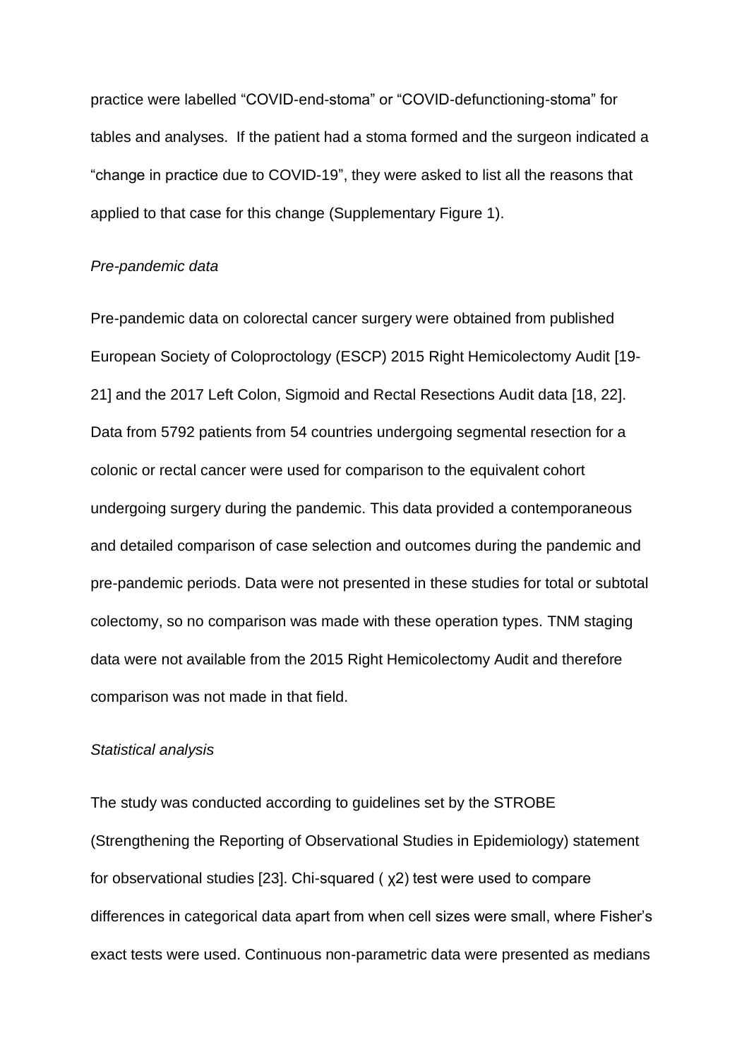practice were labelled “COVID-end-stoma” or “COVID-defunctioning-stoma” for tables and analyses. If the patient had a stoma formed and the surgeon indicated a “change in practice due to COVID-19”, they were asked to list all the reasons that applied to that case for this change (Supplementary Figure 1).

*Pre-pandemic data*

Pre-pandemic data on colorectal cancer surgery were obtained from published European Society of Coloproctology (ESCP) 2015 Right Hemicolectomy Audit [19-21] and the 2017 Left Colon, Sigmoid and Rectal Resections Audit data [18, 22]. Data from 5792 patients from 54 countries undergoing segmental resection for a colonic or rectal cancer were used for comparison to the equivalent cohort undergoing surgery during the pandemic. This data provided a contemporaneous and detailed comparison of case selection and outcomes during the pandemic and pre-pandemic periods. Data were not presented in these studies for total or subtotal colectomy, so no comparison was made with these operation types. TNM staging data were not available from the 2015 Right Hemicolectomy Audit and therefore comparison was not made in that field.

*Statistical analysis*

The study was conducted according to guidelines set by the STROBE (Strengthening the Reporting of Observational Studies in Epidemiology) statement for observational studies [23]. Chi-squared ( $\chi^2$) test were used to compare differences in categorical data apart from when cell sizes were small, where Fisher's exact tests were used. Continuous non-parametric data were presented as medians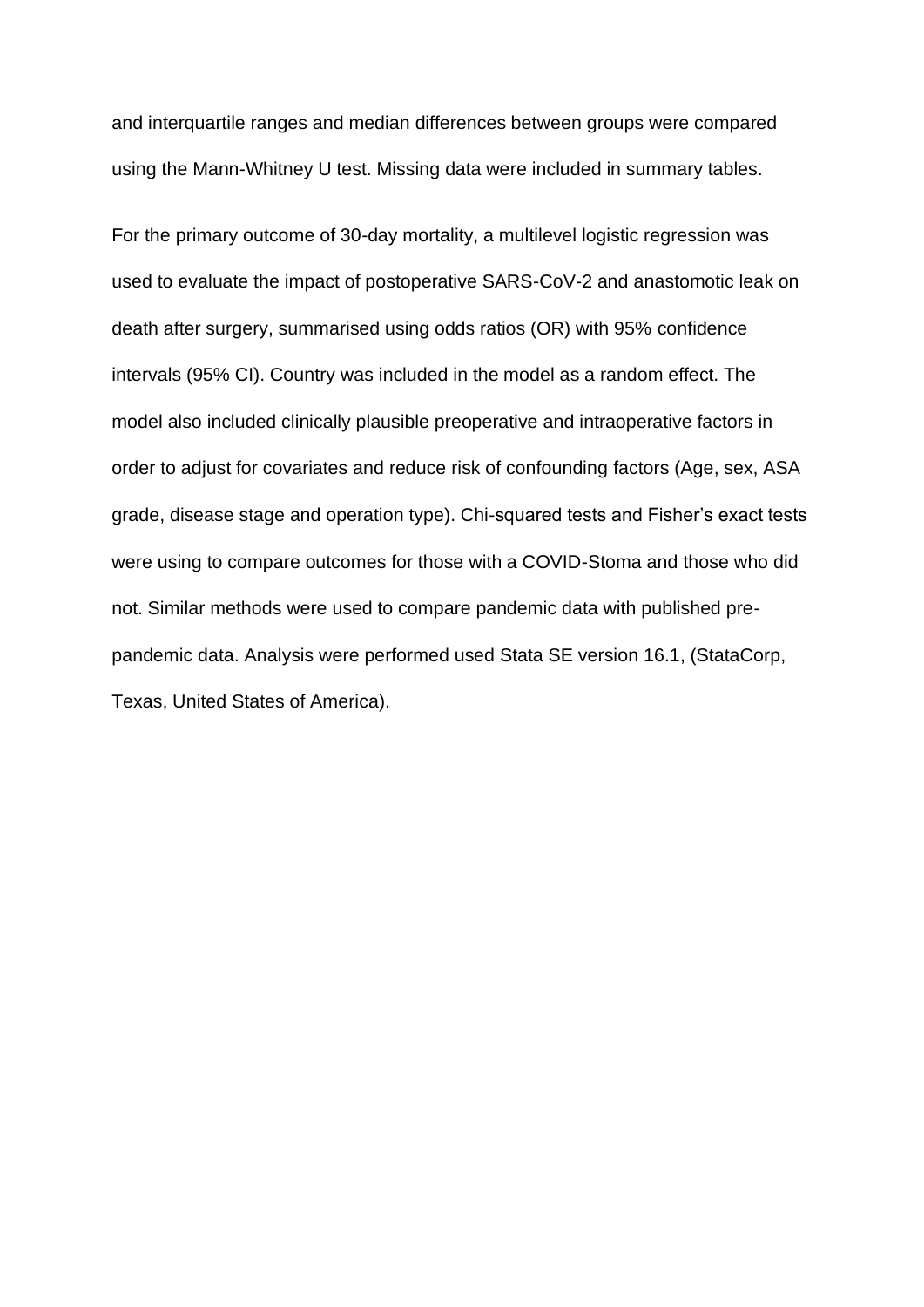and interquartile ranges and median differences between groups were compared using the Mann-Whitney U test. Missing data were included in summary tables.

For the primary outcome of 30-day mortality, a multilevel logistic regression was used to evaluate the impact of postoperative SARS-CoV-2 and anastomotic leak on death after surgery, summarised using odds ratios (OR) with 95% confidence intervals (95% CI). Country was included in the model as a random effect. The model also included clinically plausible preoperative and intraoperative factors in order to adjust for covariates and reduce risk of confounding factors (Age, sex, ASA grade, disease stage and operation type). Chi-squared tests and Fisher's exact tests were using to compare outcomes for those with a COVID-Stoma and those who did not. Similar methods were used to compare pandemic data with published pre-pandemic data. Analysis were performed used Stata SE version 16.1, (StataCorp, Texas, United States of America).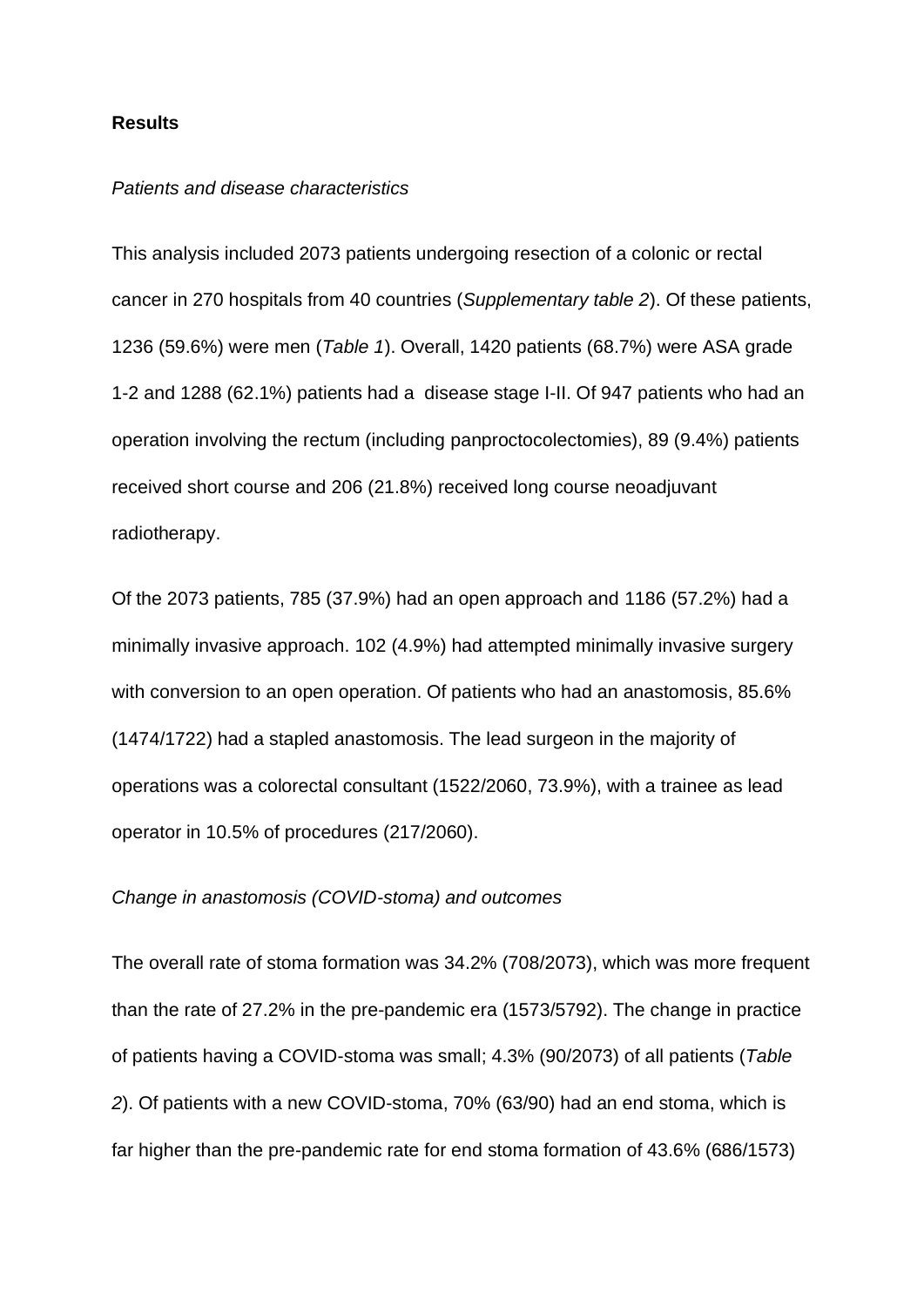## Results

*Patients and disease characteristics*

This analysis included 2073 patients undergoing resection of a colonic or rectal cancer in 270 hospitals from 40 countries (*Supplementary table 2*). Of these patients, 1236 (59.6%) were men (*Table 1*). Overall, 1420 patients (68.7%) were ASA grade 1-2 and 1288 (62.1%) patients had a disease stage I-II. Of 947 patients who had an operation involving the rectum (including panproctocolectomies), 89 (9.4%) patients received short course and 206 (21.8%) received long course neoadjuvant radiotherapy.

Of the 2073 patients, 785 (37.9%) had an open approach and 1186 (57.2%) had a minimally invasive approach. 102 (4.9%) had attempted minimally invasive surgery with conversion to an open operation. Of patients who had an anastomosis, 85.6% (1474/1722) had a stapled anastomosis. The lead surgeon in the majority of operations was a colorectal consultant (1522/2060, 73.9%), with a trainee as lead operator in 10.5% of procedures (217/2060).

*Change in anastomosis (COVID-stoma) and outcomes*

The overall rate of stoma formation was 34.2% (708/2073), which was more frequent than the rate of 27.2% in the pre-pandemic era (1573/5792). The change in practice of patients having a COVID-stoma was small; 4.3% (90/2073) of all patients (*Table 2*). Of patients with a new COVID-stoma, 70% (63/90) had an end stoma, which is far higher than the pre-pandemic rate for end stoma formation of 43.6% (686/1573)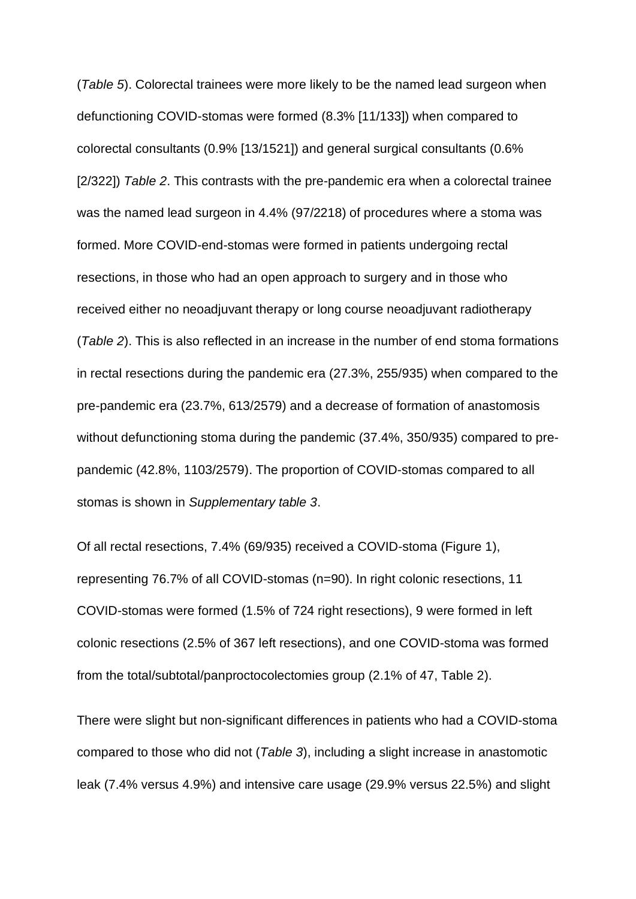(*Table 5*). Colorectal trainees were more likely to be the named lead surgeon when defunctioning COVID-stomas were formed (8.3% [11/133]) when compared to colorectal consultants (0.9% [13/1521]) and general surgical consultants (0.6% [2/322]) *Table 2*. This contrasts with the pre-pandemic era when a colorectal trainee was the named lead surgeon in 4.4% (97/2218) of procedures where a stoma was formed. More COVID-end-stomas were formed in patients undergoing rectal resections, in those who had an open approach to surgery and in those who received either no neoadjuvant therapy or long course neoadjuvant radiotherapy (*Table 2*). This is also reflected in an increase in the number of end stoma formations in rectal resections during the pandemic era (27.3%, 255/935) when compared to the pre-pandemic era (23.7%, 613/2579) and a decrease of formation of anastomosis without defunctioning stoma during the pandemic (37.4%, 350/935) compared to pre-pandemic (42.8%, 1103/2579). The proportion of COVID-stomas compared to all stomas is shown in *Supplementary table 3*.

Of all rectal resections, 7.4% (69/935) received a COVID-stoma (Figure 1), representing 76.7% of all COVID-stomas (n=90). In right colonic resections, 11 COVID-stomas were formed (1.5% of 724 right resections), 9 were formed in left colonic resections (2.5% of 367 left resections), and one COVID-stoma was formed from the total/subtotal/panproctocolectomies group (2.1% of 47, Table 2).

There were slight but non-significant differences in patients who had a COVID-stoma compared to those who did not (*Table 3*), including a slight increase in anastomotic leak (7.4% versus 4.9%) and intensive care usage (29.9% versus 22.5%) and slight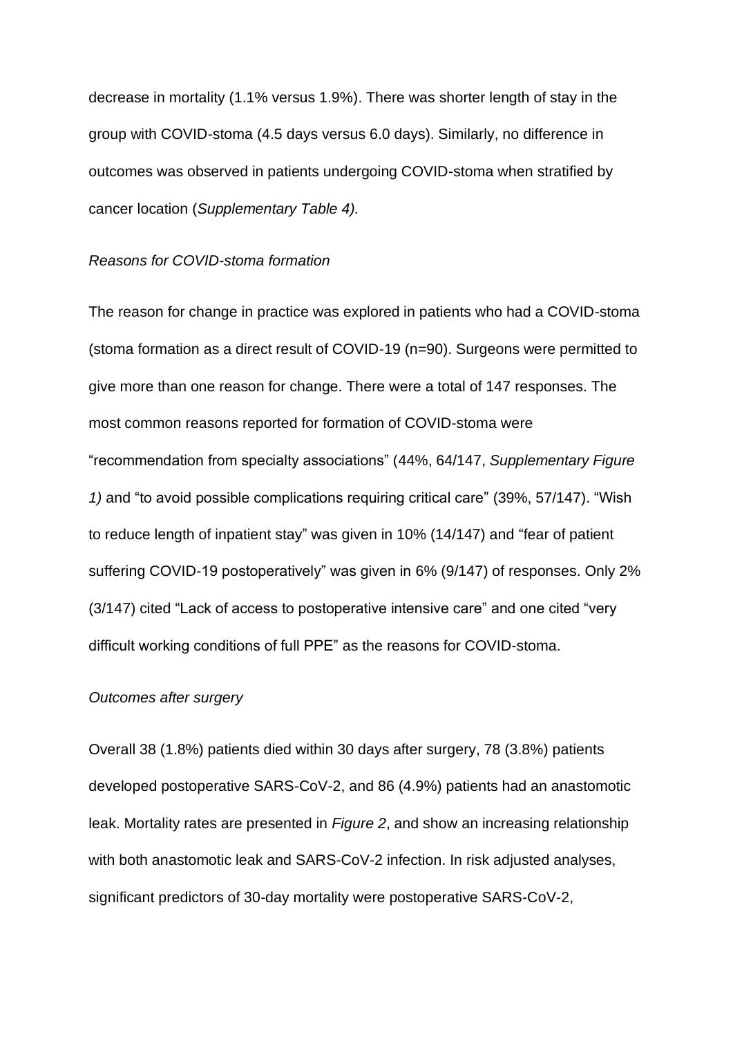decrease in mortality (1.1% versus 1.9%). There was shorter length of stay in the group with COVID-stoma (4.5 days versus 6.0 days). Similarly, no difference in outcomes was observed in patients undergoing COVID-stoma when stratified by cancer location (*Supplementary Table 4).*

*Reasons for COVID-stoma formation*

The reason for change in practice was explored in patients who had a COVID-stoma (stoma formation as a direct result of COVID-19 (n=90). Surgeons were permitted to give more than one reason for change. There were a total of 147 responses. The most common reasons reported for formation of COVID-stoma were "recommendation from specialty associations" (44%, 64/147, *Supplementary Figure 1)* and "to avoid possible complications requiring critical care" (39%, 57/147). "Wish to reduce length of inpatient stay" was given in 10% (14/147) and "fear of patient suffering COVID-19 postoperatively" was given in 6% (9/147) of responses. Only 2% (3/147) cited "Lack of access to postoperative intensive care" and one cited "very difficult working conditions of full PPE" as the reasons for COVID-stoma.

*Outcomes after surgery*

Overall 38 (1.8%) patients died within 30 days after surgery, 78 (3.8%) patients developed postoperative SARS-CoV-2, and 86 (4.9%) patients had an anastomotic leak. Mortality rates are presented in *Figure 2*, and show an increasing relationship with both anastomotic leak and SARS-CoV-2 infection. In risk adjusted analyses, significant predictors of 30-day mortality were postoperative SARS-CoV-2,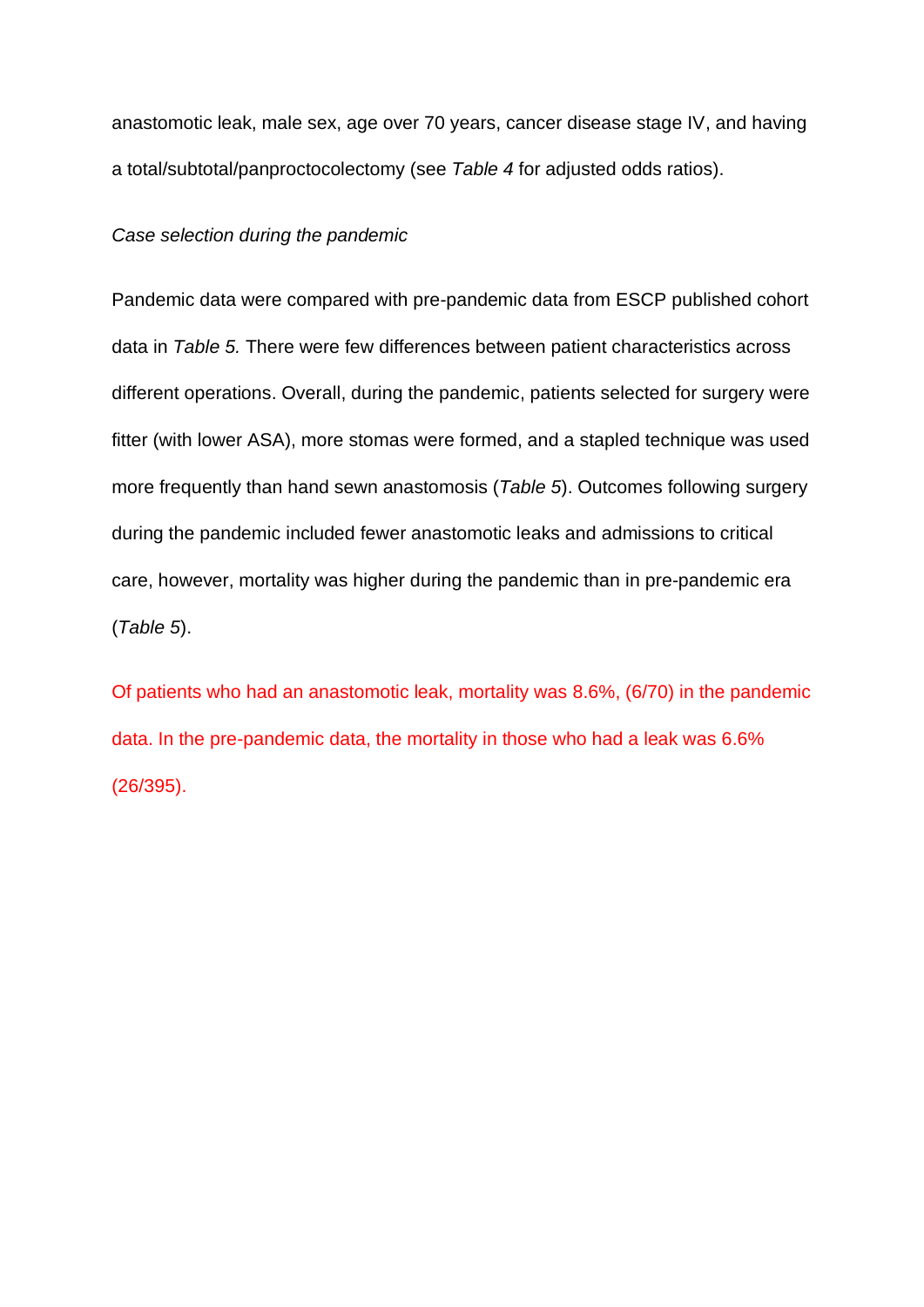anastomotic leak, male sex, age over 70 years, cancer disease stage IV, and having a total/subtotal/panproctocolectomy (see *Table 4* for adjusted odds ratios).

*Case selection during the pandemic*

Pandemic data were compared with pre-pandemic data from ESCP published cohort data in *Table 5.* There were few differences between patient characteristics across different operations. Overall, during the pandemic, patients selected for surgery were fitter (with lower ASA), more stomas were formed, and a stapled technique was used more frequently than hand sewn anastomosis (*Table 5*). Outcomes following surgery during the pandemic included fewer anastomotic leaks and admissions to critical care, however, mortality was higher during the pandemic than in pre-pandemic era (*Table 5*).

Of patients who had an anastomotic leak, mortality was 8.6%, (6/70) in the pandemic data. In the pre-pandemic data, the mortality in those who had a leak was 6.6% (26/395).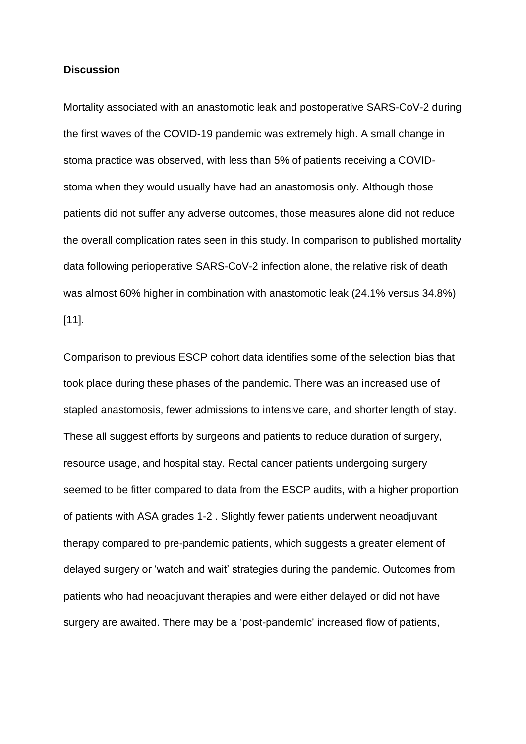**Discussion**

Mortality associated with an anastomotic leak and postoperative SARS-CoV-2 during the first waves of the COVID-19 pandemic was extremely high. A small change in stoma practice was observed, with less than 5% of patients receiving a COVID-stoma when they would usually have had an anastomosis only. Although those patients did not suffer any adverse outcomes, those measures alone did not reduce the overall complication rates seen in this study. In comparison to published mortality data following perioperative SARS-CoV-2 infection alone, the relative risk of death was almost 60% higher in combination with anastomotic leak (24.1% versus 34.8%) [11].

Comparison to previous ESCP cohort data identifies some of the selection bias that took place during these phases of the pandemic. There was an increased use of stapled anastomosis, fewer admissions to intensive care, and shorter length of stay. These all suggest efforts by surgeons and patients to reduce duration of surgery, resource usage, and hospital stay. Rectal cancer patients undergoing surgery seemed to be fitter compared to data from the ESCP audits, with a higher proportion of patients with ASA grades 1-2 . Slightly fewer patients underwent neoadjuvant therapy compared to pre-pandemic patients, which suggests a greater element of delayed surgery or 'watch and wait' strategies during the pandemic. Outcomes from patients who had neoadjuvant therapies and were either delayed or did not have surgery are awaited. There may be a 'post-pandemic' increased flow of patients,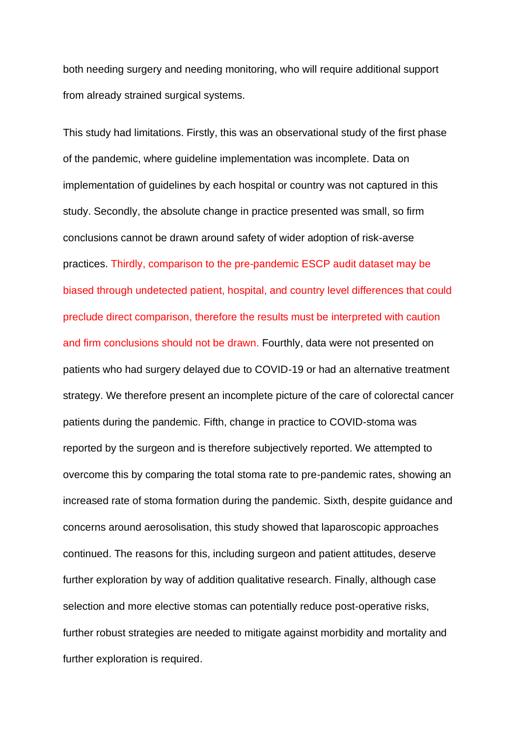both needing surgery and needing monitoring, who will require additional support from already strained surgical systems.

This study had limitations. Firstly, this was an observational study of the first phase of the pandemic, where guideline implementation was incomplete. Data on implementation of guidelines by each hospital or country was not captured in this study. Secondly, the absolute change in practice presented was small, so firm conclusions cannot be drawn around safety of wider adoption of risk-averse practices. Thirdly, comparison to the pre-pandemic ESCP audit dataset may be biased through undetected patient, hospital, and country level differences that could preclude direct comparison, therefore the results must be interpreted with caution and firm conclusions should not be drawn. Fourthly, data were not presented on patients who had surgery delayed due to COVID-19 or had an alternative treatment strategy. We therefore present an incomplete picture of the care of colorectal cancer patients during the pandemic. Fifth, change in practice to COVID-stoma was reported by the surgeon and is therefore subjectively reported. We attempted to overcome this by comparing the total stoma rate to pre-pandemic rates, showing an increased rate of stoma formation during the pandemic. Sixth, despite guidance and concerns around aerosolisation, this study showed that laparoscopic approaches continued. The reasons for this, including surgeon and patient attitudes, deserve further exploration by way of addition qualitative research. Finally, although case selection and more elective stomas can potentially reduce post-operative risks, further robust strategies are needed to mitigate against morbidity and mortality and further exploration is required.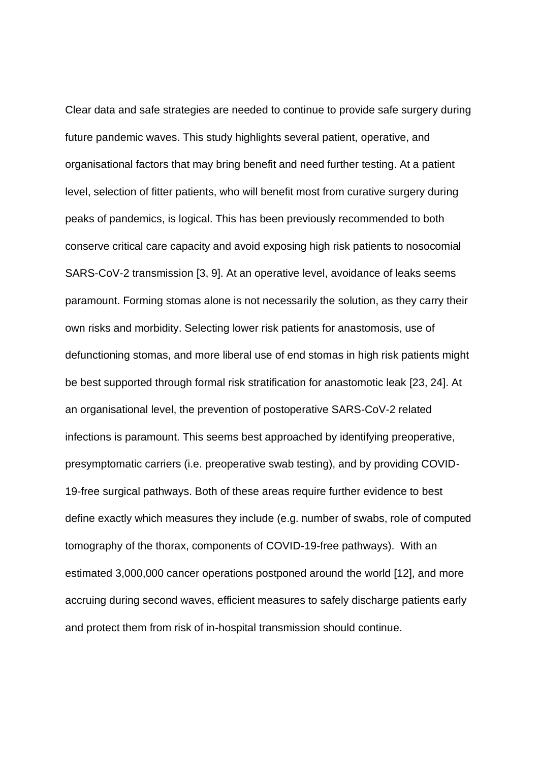Clear data and safe strategies are needed to continue to provide safe surgery during future pandemic waves. This study highlights several patient, operative, and organisational factors that may bring benefit and need further testing. At a patient level, selection of fitter patients, who will benefit most from curative surgery during peaks of pandemics, is logical. This has been previously recommended to both conserve critical care capacity and avoid exposing high risk patients to nosocomial SARS-CoV-2 transmission [3, 9]. At an operative level, avoidance of leaks seems paramount. Forming stomas alone is not necessarily the solution, as they carry their own risks and morbidity. Selecting lower risk patients for anastomosis, use of defunctioning stomas, and more liberal use of end stomas in high risk patients might be best supported through formal risk stratification for anastomotic leak [23, 24]. At an organisational level, the prevention of postoperative SARS-CoV-2 related infections is paramount. This seems best approached by identifying preoperative, presymptomatic carriers (i.e. preoperative swab testing), and by providing COVID-19-free surgical pathways. Both of these areas require further evidence to best define exactly which measures they include (e.g. number of swabs, role of computed tomography of the thorax, components of COVID-19-free pathways). With an estimated 3,000,000 cancer operations postponed around the world [12], and more accruing during second waves, efficient measures to safely discharge patients early and protect them from risk of in-hospital transmission should continue.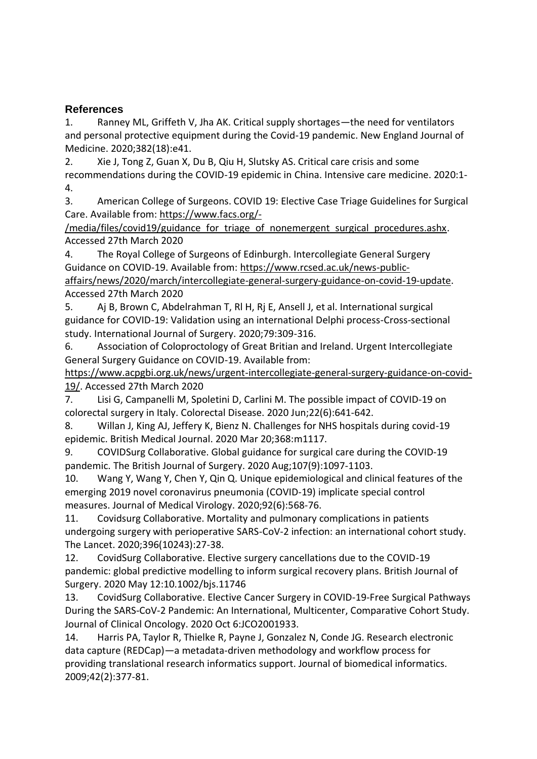## References

1. Ranney ML, Griffeth V, Jha AK. Critical supply shortages—the need for ventilators and personal protective equipment during the Covid-19 pandemic. New England Journal of Medicine. 2020;382(18):e41.
2. Xie J, Tong Z, Guan X, Du B, Qiu H, Slutsky AS. Critical care crisis and some recommendations during the COVID-19 epidemic in China. Intensive care medicine. 2020:1-4.
3. American College of Surgeons. COVID 19: Elective Case Triage Guidelines for Surgical Care. Available from: https://www.facs.org/-/media/files/covid19/guidance_for_triage_of_nonemergent_surgical_procedures.ashx. Accessed 27th March 2020
4. The Royal College of Surgeons of Edinburgh. Intercollegiate General Surgery Guidance on COVID-19. Available from: https://www.rcsed.ac.uk/news-public-affairs/news/2020/march/intercollegiate-general-surgery-guidance-on-covid-19-update. Accessed 27th March 2020
5. Aj B, Brown C, Abdelrahman T, Rl H, Rj E, Ansell J, et al. International surgical guidance for COVID-19: Validation using an international Delphi process-Cross-sectional study. International Journal of Surgery. 2020;79:309-316.
6. Association of Coloproctology of Great Britian and Ireland. Urgent Intercollegiate General Surgery Guidance on COVID-19. Available from: https://www.acpgbi.org.uk/news/urgent-intercollegiate-general-surgery-guidance-on-covid-19/. Accessed 27th March 2020
7. Lisi G, Campanelli M, Spoletini D, Carlini M. The possible impact of COVID-19 on colorectal surgery in Italy. Colorectal Disease. 2020 Jun;22(6):641-642.
8. Willan J, King AJ, Jeffery K, Bienz N. Challenges for NHS hospitals during covid-19 epidemic. British Medical Journal. 2020 Mar 20;368:m1117.
9. COVIDSurg Collaborative. Global guidance for surgical care during the COVID-19 pandemic. The British Journal of Surgery. 2020 Aug;107(9):1097-1103.
10. Wang Y, Wang Y, Chen Y, Qin Q. Unique epidemiological and clinical features of the emerging 2019 novel coronavirus pneumonia (COVID-19) implicate special control measures. Journal of Medical Virology. 2020;92(6):568-76.
11. Covidsurg Collaborative. Mortality and pulmonary complications in patients undergoing surgery with perioperative SARS-CoV-2 infection: an international cohort study. The Lancet. 2020;396(10243):27-38.
12. CovidSurg Collaborative. Elective surgery cancellations due to the COVID-19 pandemic: global predictive modelling to inform surgical recovery plans. British Journal of Surgery. 2020 May 12:10.1002/bjs.11746
13. CovidSurg Collaborative. Elective Cancer Surgery in COVID-19-Free Surgical Pathways During the SARS-CoV-2 Pandemic: An International, Multicenter, Comparative Cohort Study. Journal of Clinical Oncology. 2020 Oct 6:JCO2001933.
14. Harris PA, Taylor R, Thielke R, Payne J, Gonzalez N, Conde JG. Research electronic data capture (REDCap)—a metadata-driven methodology and workflow process for providing translational research informatics support. Journal of biomedical informatics. 2009;42(2):377-81.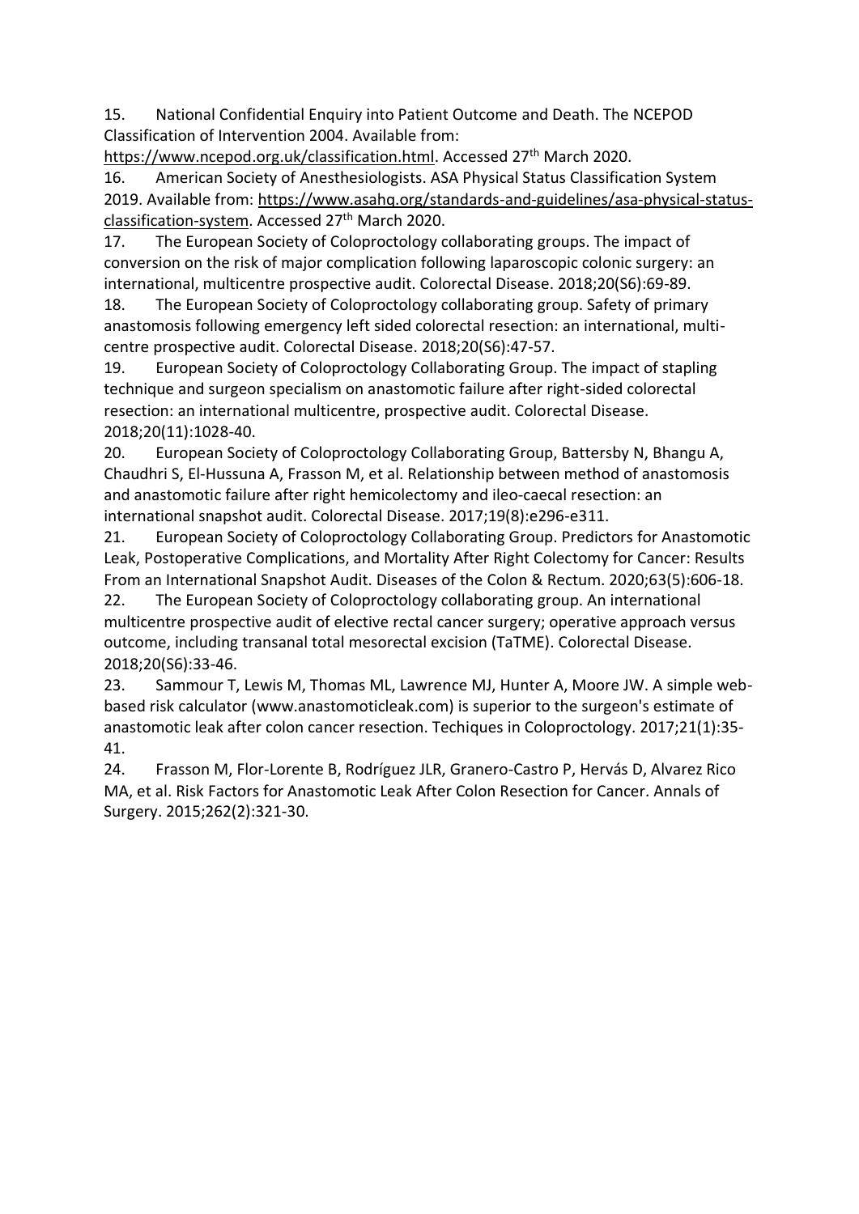15. National Confidential Enquiry into Patient Outcome and Death. The NCEPOD Classification of Intervention 2004. Available from: https://www.ncepod.org.uk/classification.html. Accessed 27th March 2020.

16. American Society of Anesthesiologists. ASA Physical Status Classification System 2019. Available from: https://www.asahq.org/standards-and-guidelines/asa-physical-status-classification-system. Accessed 27th March 2020.

17. The European Society of Coloproctology collaborating groups. The impact of conversion on the risk of major complication following laparoscopic colonic surgery: an international, multicentre prospective audit. Colorectal Disease. 2018;20(S6):69-89.

18. The European Society of Coloproctology collaborating group. Safety of primary anastomosis following emergency left sided colorectal resection: an international, multi-centre prospective audit. Colorectal Disease. 2018;20(S6):47-57.

19. European Society of Coloproctology Collaborating Group. The impact of stapling technique and surgeon specialism on anastomotic failure after right-sided colorectal resection: an international multicentre, prospective audit. Colorectal Disease. 2018;20(11):1028-40.

20. European Society of Coloproctology Collaborating Group, Battersby N, Bhangu A, Chaudhri S, El-Hussuna A, Frasson M, et al. Relationship between method of anastomosis and anastomotic failure after right hemicolectomy and ileo-caecal resection: an international snapshot audit. Colorectal Disease. 2017;19(8):e296-e311.

21. European Society of Coloproctology Collaborating Group. Predictors for Anastomotic Leak, Postoperative Complications, and Mortality After Right Colectomy for Cancer: Results From an International Snapshot Audit. Diseases of the Colon & Rectum. 2020;63(5):606-18.

22. The European Society of Coloproctology collaborating group. An international multicentre prospective audit of elective rectal cancer surgery; operative approach versus outcome, including transanal total mesorectal excision (TaTME). Colorectal Disease. 2018;20(S6):33-46.

23. Sammour T, Lewis M, Thomas ML, Lawrence MJ, Hunter A, Moore JW. A simple web-based risk calculator (www.anastomoticleak.com) is superior to the surgeon's estimate of anastomotic leak after colon cancer resection. Techiques in Coloproctology. 2017;21(1):35-41.

24. Frasson M, Flor-Lorente B, Rodríguez JLR, Granero-Castro P, Hervás D, Alvarez Rico MA, et al. Risk Factors for Anastomotic Leak After Colon Resection for Cancer. Annals of Surgery. 2015;262(2):321-30.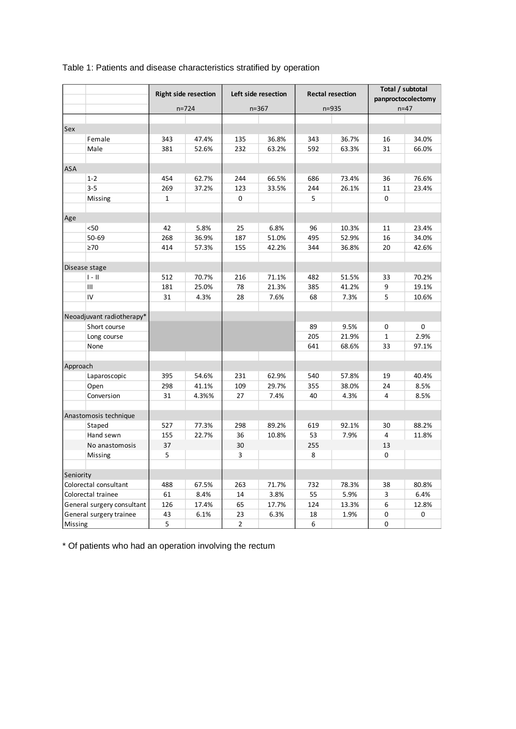Table 1: Patients and disease characteristics stratified by operation

| | | Right side resection n=724 | | Left side resection n=367 | | Rectal resection n=935 | | Total / subtotal panproctocolectomy n=47 | |
|---|---|---|---|---|---|---|---|---|---|
| Sex | | | | | | | | | |
| | Female | 343 | 47.4% | 135 | 36.8% | 343 | 36.7% | 16 | 34.0% |
| | Male | 381 | 52.6% | 232 | 63.2% | 592 | 63.3% | 31 | 66.0% |
| ASA | | | | | | | | | |
| | 1-2 | 454 | 62.7% | 244 | 66.5% | 686 | 73.4% | 36 | 76.6% |
| | 3-5 | 269 | 37.2% | 123 | 33.5% | 244 | 26.1% | 11 | 23.4% |
| | Missing | 1 | | 0 | | 5 | | 0 | |
| Age | | | | | | | | | |
| | <50 | 42 | 5.8% | 25 | 6.8% | 96 | 10.3% | 11 | 23.4% |
| | 50-69 | 268 | 36.9% | 187 | 51.0% | 495 | 52.9% | 16 | 34.0% |
| | ≥70 | 414 | 57.3% | 155 | 42.2% | 344 | 36.8% | 20 | 42.6% |
| Disease stage | | | | | | | | | |
| | I - II | 512 | 70.7% | 216 | 71.1% | 482 | 51.5% | 33 | 70.2% |
| | III | 181 | 25.0% | 78 | 21.3% | 385 | 41.2% | 9 | 19.1% |
| | IV | 31 | 4.3% | 28 | 7.6% | 68 | 7.3% | 5 | 10.6% |
| Neoadjuvant radiotherapy* | | | | | | | | | |
| | Short course | | | | | 89 | 9.5% | 0 | 0 |
| | Long course | | | | | 205 | 21.9% | 1 | 2.9% |
| | None | | | | | 641 | 68.6% | 33 | 97.1% |
| Approach | | | | | | | | | |
| | Laparoscopic | 395 | 54.6% | 231 | 62.9% | 540 | 57.8% | 19 | 40.4% |
| | Open | 298 | 41.1% | 109 | 29.7% | 355 | 38.0% | 24 | 8.5% |
| | Conversion | 31 | 4.3%% | 27 | 7.4% | 40 | 4.3% | 4 | 8.5% |
| Anastomosis technique | | | | | | | | | |
| | Staped | 527 | 77.3% | 298 | 89.2% | 619 | 92.1% | 30 | 88.2% |
| | Hand sewn | 155 | 22.7% | 36 | 10.8% | 53 | 7.9% | 4 | 11.8% |
| | No anastomosis | 37 | | 30 | | 255 | | 13 | |
| | Missing | 5 | | 3 | | 8 | | 0 | |
| Seniority | | | | | | | | | |
| Colorectal consultant | | 488 | 67.5% | 263 | 71.7% | 732 | 78.3% | 38 | 80.8% |
| Colorectal trainee | | 61 | 8.4% | 14 | 3.8% | 55 | 5.9% | 3 | 6.4% |
| General surgery consultant | | 126 | 17.4% | 65 | 17.7% | 124 | 13.3% | 6 | 12.8% |
| General surgery trainee | | 43 | 6.1% | 23 | 6.3% | 18 | 1.9% | 0 | 0 |
| Missing | | 5 | | 2 | | 6 | | 0 | |

* Of patients who had an operation involving the rectum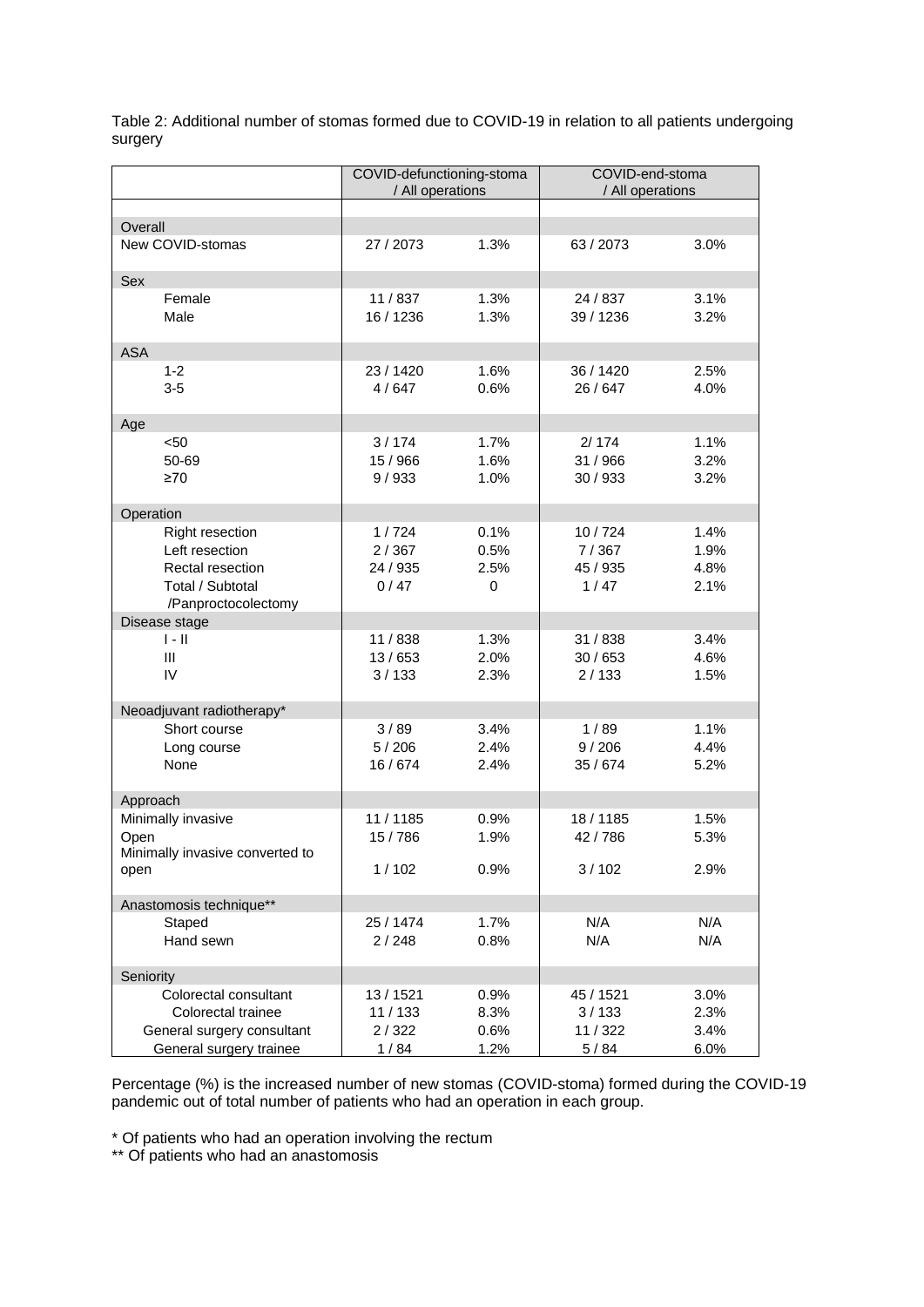Table 2: Additional number of stomas formed due to COVID-19 in relation to all patients undergoing surgery

| | COVID-defunctioning-stoma / All operations | | COVID-end-stoma / All operations | |
|---|---|---|---|---|
| **Overall** | | | | |
| New COVID-stomas | 27 / 2073 | 1.3% | 63 / 2073 | 3.0% |
| **Sex** | | | | |
| Female | 11 / 837 | 1.3% | 24 / 837 | 3.1% |
| Male | 16 / 1236 | 1.3% | 39 / 1236 | 3.2% |
| **ASA** | | | | |
| 1-2 | 23 / 1420 | 1.6% | 36 / 1420 | 2.5% |
| 3-5 | 4 / 647 | 0.6% | 26 / 647 | 4.0% |
| **Age** | | | | |
| <50 | 3 / 174 | 1.7% | 2/ 174 | 1.1% |
| 50-69 | 15 / 966 | 1.6% | 31 / 966 | 3.2% |
| ≥70 | 9 / 933 | 1.0% | 30 / 933 | 3.2% |
| **Operation** | | | | |
| Right resection | 1 / 724 | 0.1% | 10 / 724 | 1.4% |
| Left resection | 2 / 367 | 0.5% | 7 / 367 | 1.9% |
| Rectal resection | 24 / 935 | 2.5% | 45 / 935 | 4.8% |
| Total / Subtotal /Panproctocolectomy | 0 / 47 | 0 | 1 / 47 | 2.1% |
| **Disease stage** | | | | |
| I - II | 11 / 838 | 1.3% | 31 / 838 | 3.4% |
| III | 13 / 653 | 2.0% | 30 / 653 | 4.6% |
| IV | 3 / 133 | 2.3% | 2 / 133 | 1.5% |
| **Neoadjuvant radiotherapy*** | | | | |
| Short course | 3 / 89 | 3.4% | 1 / 89 | 1.1% |
| Long course | 5 / 206 | 2.4% | 9 / 206 | 4.4% |
| None | 16 / 674 | 2.4% | 35 / 674 | 5.2% |
| **Approach** | | | | |
| Minimally invasive | 11 / 1185 | 0.9% | 18 / 1185 | 1.5% |
| Open | 15 / 786 | 1.9% | 42 / 786 | 5.3% |
| Minimally invasive converted to open | 1 / 102 | 0.9% | 3 / 102 | 2.9% |
| **Anastomosis technique**** | | | | |
| Staped | 25 / 1474 | 1.7% | N/A | N/A |
| Hand sewn | 2 / 248 | 0.8% | N/A | N/A |
| **Seniority** | | | | |
| Colorectal consultant | 13 / 1521 | 0.9% | 45 / 1521 | 3.0% |
| Colorectal trainee | 11 / 133 | 8.3% | 3 / 133 | 2.3% |
| General surgery consultant | 2 / 322 | 0.6% | 11 / 322 | 3.4% |
| General surgery trainee | 1 / 84 | 1.2% | 5 / 84 | 6.0% |

Percentage (%) is the increased number of new stomas (COVID-stoma) formed during the COVID-19 pandemic out of total number of patients who had an operation in each group.

* Of patients who had an operation involving the rectum

** Of patients who had an anastomosis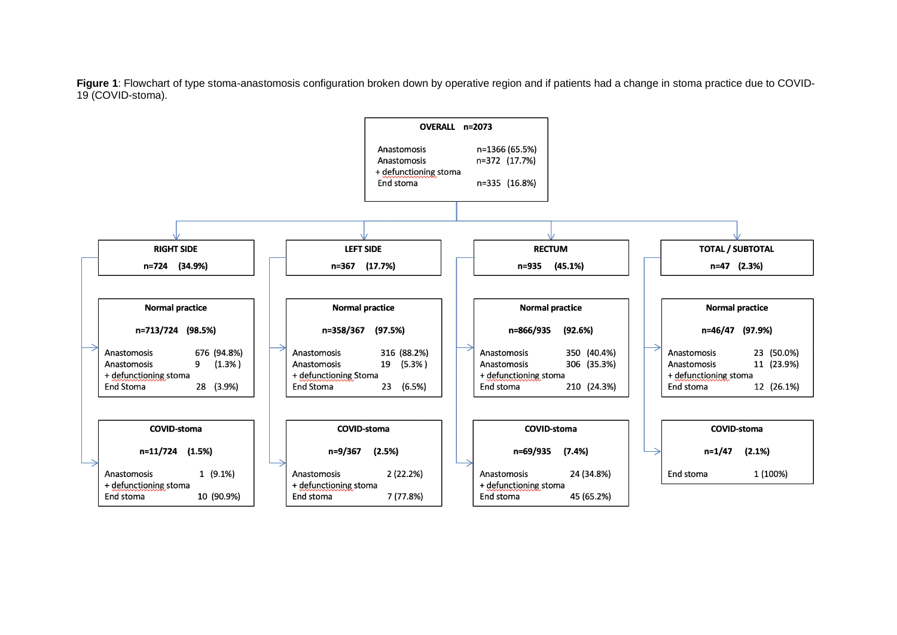**Figure 1**: Flowchart of type stoma-anastomosis configuration broken down by operative region and if patients had a change in stoma practice due to COVID-19 (COVID-stoma).

**OVERALL n=2073**

| | |
|---|---|
| Anastomosis | n=1366 (65.5%) |
| Anastomosis + defunctioning stoma | n=372 (17.7%) |
| End stoma | n=335 (16.8%) |

**RIGHT SIDE** n=724 (34.9%)

**Normal practice** n=713/724 (98.5%)

| | |
|---|---|
| Anastomosis | 676 (94.8%) |
| Anastomosis + defunctioning stoma | 9 (1.3%) |
| End Stoma | 28 (3.9%) |

**COVID-stoma** n=11/724 (1.5%)

| | |
|---|---|
| Anastomosis + defunctioning stoma | 1 (9.1%) |
| End stoma | 10 (90.9%) |

**LEFT SIDE** n=367 (17.7%)

**Normal practice** n=358/367 (97.5%)

| | |
|---|---|
| Anastomosis | 316 (88.2%) |
| Anastomosis + defunctioning Stoma | 19 (5.3%) |
| End Stoma | 23 (6.5%) |

**COVID-stoma** n=9/367 (2.5%)

| | |
|---|---|
| Anastomosis + defunctioning stoma | 2 (22.2%) |
| End stoma | 7 (77.8%) |

**RECTUM** n=935 (45.1%)

**Normal practice** n=866/935 (92.6%)

| | |
|---|---|
| Anastomosis | 350 (40.4%) |
| Anastomosis + defunctioning stoma | 306 (35.3%) |
| End stoma | 210 (24.3%) |

**COVID-stoma** n=69/935 (7.4%)

| | |
|---|---|
| Anastomosis + defunctioning stoma | 24 (34.8%) |
| End stoma | 45 (65.2%) |

**TOTAL / SUBTOTAL** n=47 (2.3%)

**Normal practice** n=46/47 (97.9%)

| | |
|---|---|
| Anastomosis | 23 (50.0%) |
| Anastomosis + defunctioning stoma | 11 (23.9%) |
| End stoma | 12 (26.1%) |

**COVID-stoma** n=1/47 (2.1%)

| | |
|---|---|
| End stoma | 1 (100%) |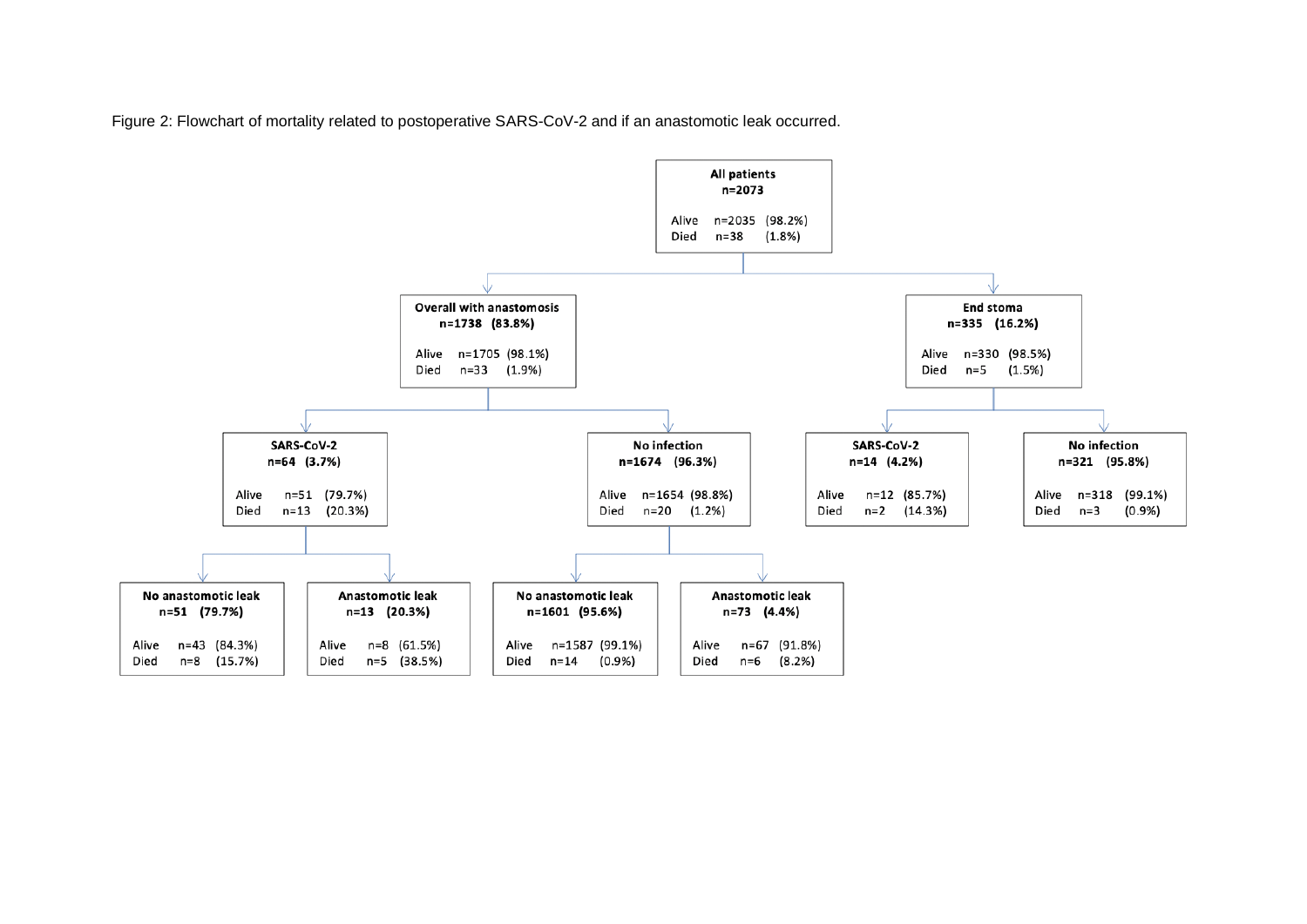Figure 2: Flowchart of mortality related to postoperative SARS-CoV-2 and if an anastomotic leak occurred.

**All patients**
**n=2073**

Alive n=2035 (98.2%)
Died n=38 (1.8%)

**Overall with anastomosis**
**n=1738 (83.8%)**

Alive n=1705 (98.1%)
Died n=33 (1.9%)

**End stoma**
**n=335 (16.2%)**

Alive n=330 (98.5%)
Died n=5 (1.5%)

**SARS-CoV-2**
**n=64 (3.7%)**

Alive n=51 (79.7%)
Died n=13 (20.3%)

**No infection**
**n=1674 (96.3%)**

Alive n=1654 (98.8%)
Died n=20 (1.2%)

**SARS-CoV-2**
**n=14 (4.2%)**

Alive n=12 (85.7%)
Died n=2 (14.3%)

**No infection**
**n=321 (95.8%)**

Alive n=318 (99.1%)
Died n=3 (0.9%)

**No anastomotic leak**
**n=51 (79.7%)**

Alive n=43 (84.3%)
Died n=8 (15.7%)

**Anastomotic leak**
**n=13 (20.3%)**

Alive n=8 (61.5%)
Died n=5 (38.5%)

**No anastomotic leak**
**n=1601 (95.6%)**

Alive n=1587 (99.1%)
Died n=14 (0.9%)

**Anastomotic leak**
**n=73 (4.4%)**

Alive n=67 (91.8%)
Died n=6 (8.2%)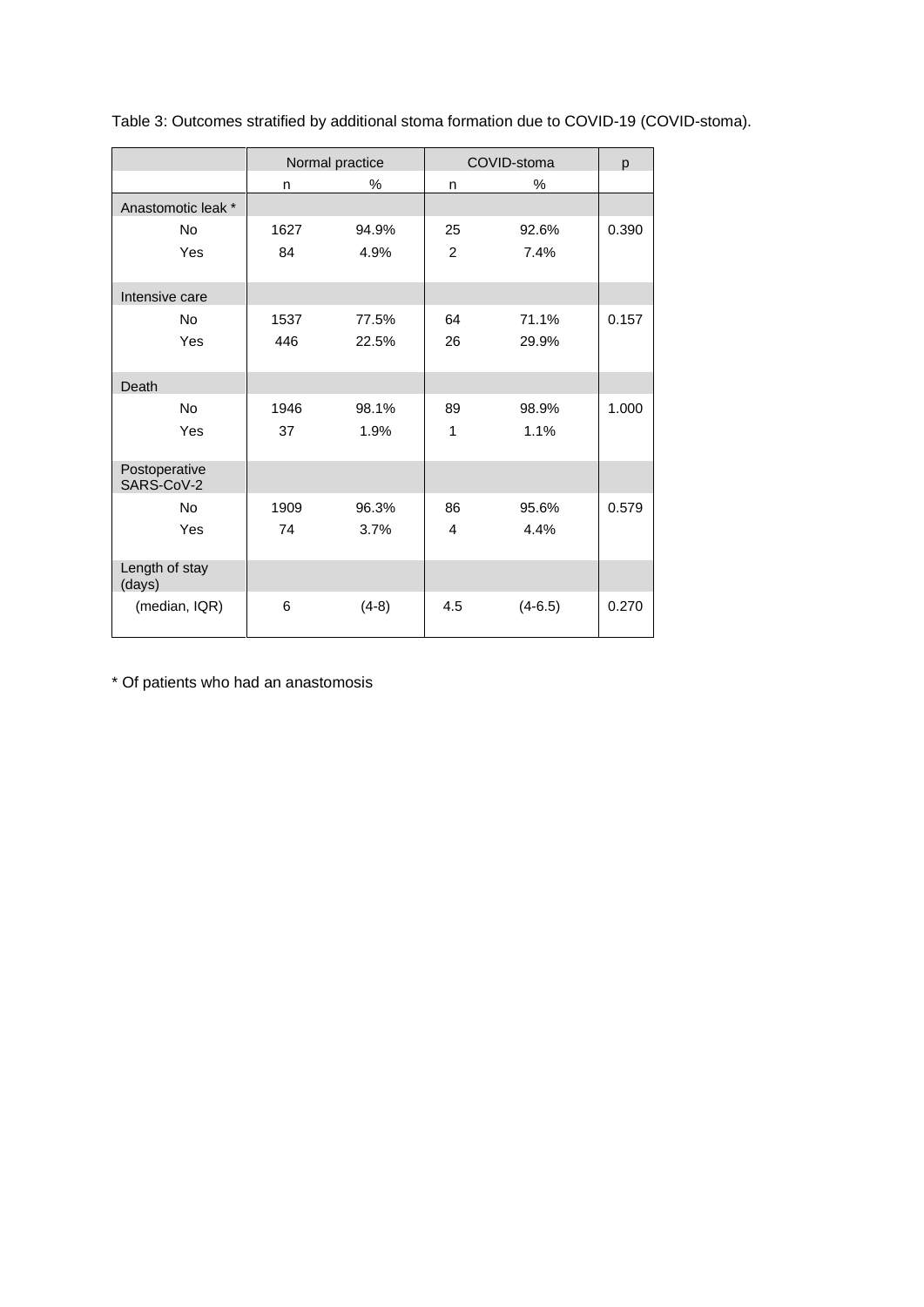Table 3: Outcomes stratified by additional stoma formation due to COVID-19 (COVID-stoma).

| | Normal practice | | COVID-stoma | | p |
|---|---|---|---|---|---|
| | n | % | n | % | |
| Anastomotic leak * | | | | | |
| No | 1627 | 94.9% | 25 | 92.6% | 0.390 |
| Yes | 84 | 4.9% | 2 | 7.4% | |
| Intensive care | | | | | |
| No | 1537 | 77.5% | 64 | 71.1% | 0.157 |
| Yes | 446 | 22.5% | 26 | 29.9% | |
| Death | | | | | |
| No | 1946 | 98.1% | 89 | 98.9% | 1.000 |
| Yes | 37 | 1.9% | 1 | 1.1% | |
| Postoperative SARS-CoV-2 | | | | | |
| No | 1909 | 96.3% | 86 | 95.6% | 0.579 |
| Yes | 74 | 3.7% | 4 | 4.4% | |
| Length of stay (days) | | | | | |
| (median, IQR) | 6 | (4-8) | 4.5 | (4-6.5) | 0.270 |

* Of patients who had an anastomosis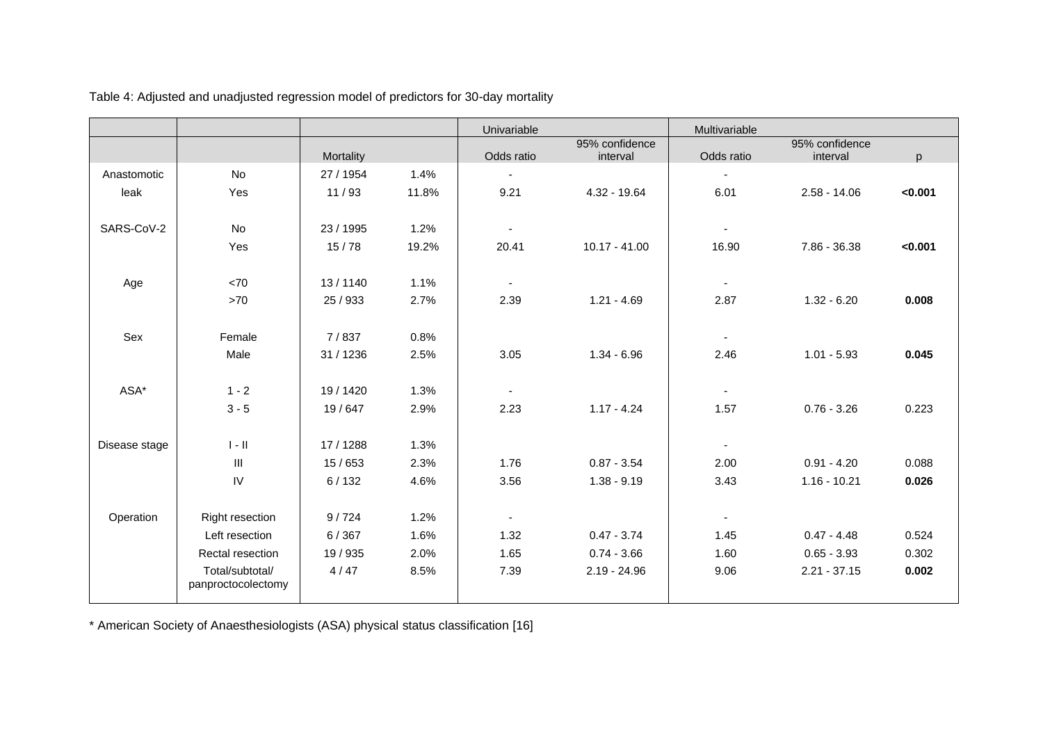Table 4: Adjusted and unadjusted regression model of predictors for 30-day mortality

| | | | | Univariable | | Multivariable | | |
|---|---|---|---|---|---|---|---|---|
| | | Mortality | | Odds ratio | 95% confidence interval | Odds ratio | 95% confidence interval | p |
| Anastomotic leak | No | 27 / 1954 | 1.4% | - | | - | | |
| | Yes | 11 / 93 | 11.8% | 9.21 | 4.32 - 19.64 | 6.01 | 2.58 - 14.06 | **<0.001** |
| SARS-CoV-2 | No | 23 / 1995 | 1.2% | - | | - | | |
| | Yes | 15 / 78 | 19.2% | 20.41 | 10.17 - 41.00 | 16.90 | 7.86 - 36.38 | **<0.001** |
| Age | <70 | 13 / 1140 | 1.1% | - | | - | | |
| | >70 | 25 / 933 | 2.7% | 2.39 | 1.21 - 4.69 | 2.87 | 1.32 - 6.20 | **0.008** |
| Sex | Female | 7 / 837 | 0.8% | | | - | | |
| | Male | 31 / 1236 | 2.5% | 3.05 | 1.34 - 6.96 | 2.46 | 1.01 - 5.93 | **0.045** |
| ASA* | 1 - 2 | 19 / 1420 | 1.3% | - | | - | | |
| | 3 - 5 | 19 / 647 | 2.9% | 2.23 | 1.17 - 4.24 | 1.57 | 0.76 - 3.26 | 0.223 |
| Disease stage | I - II | 17 / 1288 | 1.3% | | | - | | |
| | III | 15 / 653 | 2.3% | 1.76 | 0.87 - 3.54 | 2.00 | 0.91 - 4.20 | 0.088 |
| | IV | 6 / 132 | 4.6% | 3.56 | 1.38 - 9.19 | 3.43 | 1.16 - 10.21 | **0.026** |
| Operation | Right resection | 9 / 724 | 1.2% | - | | - | | |
| | Left resection | 6 / 367 | 1.6% | 1.32 | 0.47 - 3.74 | 1.45 | 0.47 - 4.48 | 0.524 |
| | Rectal resection | 19 / 935 | 2.0% | 1.65 | 0.74 - 3.66 | 1.60 | 0.65 - 3.93 | 0.302 |
| | Total/subtotal/ panproctocolectomy | 4 / 47 | 8.5% | 7.39 | 2.19 - 24.96 | 9.06 | 2.21 - 37.15 | **0.002** |

* American Society of Anaesthesiologists (ASA) physical status classification [16]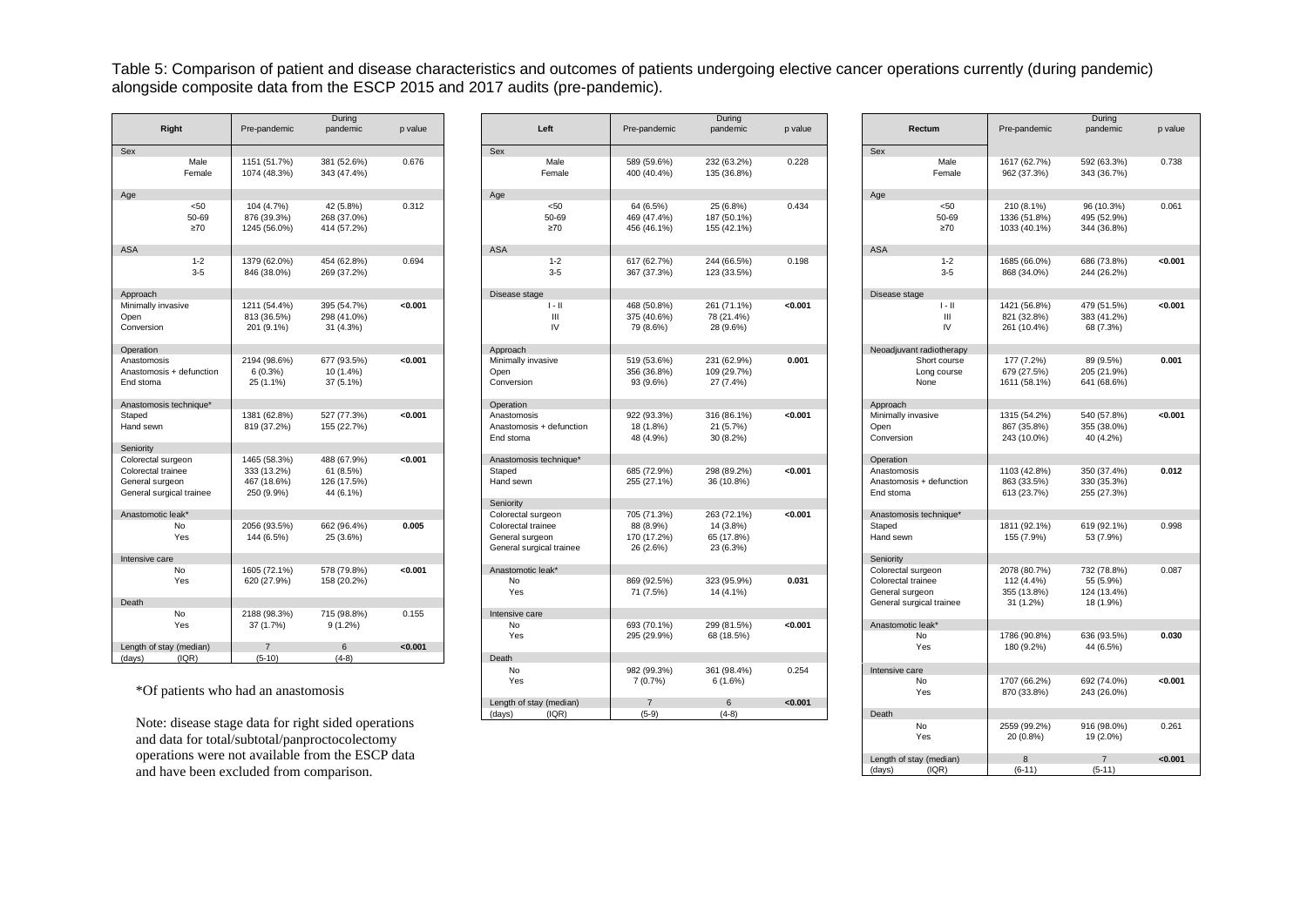Table 5: Comparison of patient and disease characteristics and outcomes of patients undergoing elective cancer operations currently (during pandemic) alongside composite data from the ESCP 2015 and 2017 audits (pre-pandemic).

| Right | Pre-pandemic | During pandemic | p value |
|---|---|---|---|
| Sex | | | |
| Male | 1151 (51.7%) | 381 (52.6%) | 0.676 |
| Female | 1074 (48.3%) | 343 (47.4%) | |
| Age | | | |
| <50 | 104 (4.7%) | 42 (5.8%) | 0.312 |
| 50-69 | 876 (39.3%) | 268 (37.0%) | |
| ≥70 | 1245 (56.0%) | 414 (57.2%) | |
| ASA | | | |
| 1-2 | 1379 (62.0%) | 454 (62.8%) | 0.694 |
| 3-5 | 846 (38.0%) | 269 (37.2%) | |
| Approach | | | |
| Minimally invasive | 1211 (54.4%) | 395 (54.7%) | **<0.001** |
| Open | 813 (36.5%) | 298 (41.0%) | |
| Conversion | 201 (9.1%) | 31 (4.3%) | |
| Operation | | | |
| Anastomosis | 2194 (98.6%) | 677 (93.5%) | **<0.001** |
| Anastomosis + defunction | 6 (0.3%) | 10 (1.4%) | |
| End stoma | 25 (1.1%) | 37 (5.1%) | |
| Anastomosis technique* | | | |
| Staped | 1381 (62.8%) | 527 (77.3%) | **<0.001** |
| Hand sewn | 819 (37.2%) | 155 (22.7%) | |
| Seniority | | | |
| Colorectal surgeon | 1465 (58.3%) | 488 (67.9%) | **<0.001** |
| Colorectal trainee | 333 (13.2%) | 61 (8.5%) | |
| General surgeon | 467 (18.6%) | 126 (17.5%) | |
| General surgical trainee | 250 (9.9%) | 44 (6.1%) | |
| Anastomotic leak* | | | |
| No | 2056 (93.5%) | 662 (96.4%) | **0.005** |
| Yes | 144 (6.5%) | 25 (3.6%) | |
| Intensive care | | | |
| No | 1605 (72.1%) | 578 (79.8%) | **<0.001** |
| Yes | 620 (27.9%) | 158 (20.2%) | |
| Death | | | |
| No | 2188 (98.3%) | 715 (98.8%) | 0.155 |
| Yes | 37 (1.7%) | 9 (1.2%) | |
| Length of stay (median) (days) (IQR) | 7 (5-10) | 6 (4-8) | **<0.001** |

| Left | Pre-pandemic | During pandemic | p value |
|---|---|---|---|
| Sex | | | |
| Male | 589 (59.6%) | 232 (63.2%) | 0.228 |
| Female | 400 (40.4%) | 135 (36.8%) | |
| Age | | | |
| <50 | 64 (6.5%) | 25 (6.8%) | 0.434 |
| 50-69 | 469 (47.4%) | 187 (50.1%) | |
| ≥70 | 456 (46.1%) | 155 (42.1%) | |
| ASA | | | |
| 1-2 | 617 (62.7%) | 244 (66.5%) | 0.198 |
| 3-5 | 367 (37.3%) | 123 (33.5%) | |
| Disease stage | | | |
| I - II | 468 (50.8%) | 261 (71.1%) | **<0.001** |
| III | 375 (40.6%) | 78 (21.4%) | |
| IV | 79 (8.6%) | 28 (9.6%) | |
| Approach | | | |
| Minimally invasive | 519 (53.6%) | 231 (62.9%) | **0.001** |
| Open | 356 (36.8%) | 109 (29.7%) | |
| Conversion | 93 (9.6%) | 27 (7.4%) | |
| Operation | | | |
| Anastomosis | 922 (93.3%) | 316 (86.1%) | **<0.001** |
| Anastomosis + defunction | 18 (1.8%) | 21 (5.7%) | |
| End stoma | 48 (4.9%) | 30 (8.2%) | |
| Anastomosis technique* | | | |
| Staped | 685 (72.9%) | 298 (89.2%) | **<0.001** |
| Hand sewn | 255 (27.1%) | 36 (10.8%) | |
| Seniority | | | |
| Colorectal surgeon | 705 (71.3%) | 263 (72.1%) | **<0.001** |
| Colorectal trainee | 88 (8.9%) | 14 (3.8%) | |
| General surgeon | 170 (17.2%) | 65 (17.8%) | |
| General surgical trainee | 26 (2.6%) | 23 (6.3%) | |
| Anastomotic leak* | | | |
| No | 869 (92.5%) | 323 (95.9%) | **0.031** |
| Yes | 71 (7.5%) | 14 (4.1%) | |
| Intensive care | | | |
| No | 693 (70.1%) | 299 (81.5%) | **<0.001** |
| Yes | 295 (29.9%) | 68 (18.5%) | |
| Death | | | |
| No | 982 (99.3%) | 361 (98.4%) | 0.254 |
| Yes | 7 (0.7%) | 6 (1.6%) | |
| Length of stay (median) (days) (IQR) | 7 (5-9) | 6 (4-8) | **<0.001** |

| Rectum | Pre-pandemic | During pandemic | p value |
|---|---|---|---|
| Sex | | | |
| Male | 1617 (62.7%) | 592 (63.3%) | 0.738 |
| Female | 962 (37.3%) | 343 (36.7%) | |
| Age | | | |
| <50 | 210 (8.1%) | 96 (10.3%) | 0.061 |
| 50-69 | 1336 (51.8%) | 495 (52.9%) | |
| ≥70 | 1033 (40.1%) | 344 (36.8%) | |
| ASA | | | |
| 1-2 | 1685 (66.0%) | 686 (73.8%) | **<0.001** |
| 3-5 | 868 (34.0%) | 244 (26.2%) | |
| Disease stage | | | |
| I - II | 1421 (56.8%) | 479 (51.5%) | **<0.001** |
| III | 821 (32.8%) | 383 (41.2%) | |
| IV | 261 (10.4%) | 68 (7.3%) | |
| Neoadjuvant radiotherapy | | | |
| Short course | 177 (7.2%) | 89 (9.5%) | **0.001** |
| Long course | 679 (27.5%) | 205 (21.9%) | |
| None | 1611 (58.1%) | 641 (68.6%) | |
| Approach | | | |
| Minimally invasive | 1315 (54.2%) | 540 (57.8%) | **<0.001** |
| Open | 867 (35.8%) | 355 (38.0%) | |
| Conversion | 243 (10.0%) | 40 (4.2%) | |
| Operation | | | |
| Anastomosis | 1103 (42.8%) | 350 (37.4%) | **0.012** |
| Anastomosis + defunction | 863 (33.5%) | 330 (35.3%) | |
| End stoma | 613 (23.7%) | 255 (27.3%) | |
| Anastomosis technique* | | | |
| Staped | 1811 (92.1%) | 619 (92.1%) | 0.998 |
| Hand sewn | 155 (7.9%) | 53 (7.9%) | |
| Seniority | | | |
| Colorectal surgeon | 2078 (80.7%) | 732 (78.8%) | 0.087 |
| Colorectal trainee | 112 (4.4%) | 55 (5.9%) | |
| General surgeon | 355 (13.8%) | 124 (13.4%) | |
| General surgical trainee | 31 (1.2%) | 18 (1.9%) | |
| Anastomotic leak* | | | |
| No | 1786 (90.8%) | 636 (93.5%) | **0.030** |
| Yes | 180 (9.2%) | 44 (6.5%) | |
| Intensive care | | | |
| No | 1707 (66.2%) | 692 (74.0%) | **<0.001** |
| Yes | 870 (33.8%) | 243 (26.0%) | |
| Death | | | |
| No | 2559 (99.2%) | 916 (98.0%) | 0.261 |
| Yes | 20 (0.8%) | 19 (2.0%) | |
| Length of stay (median) (days) (IQR) | 8 (6-11) | 7 (5-11) | **<0.001** |

*Of patients who had an anastomosis

Note: disease stage data for right sided operations and data for total/subtotal/panproctocolectomy operations were not available from the ESCP data and have been excluded from comparison.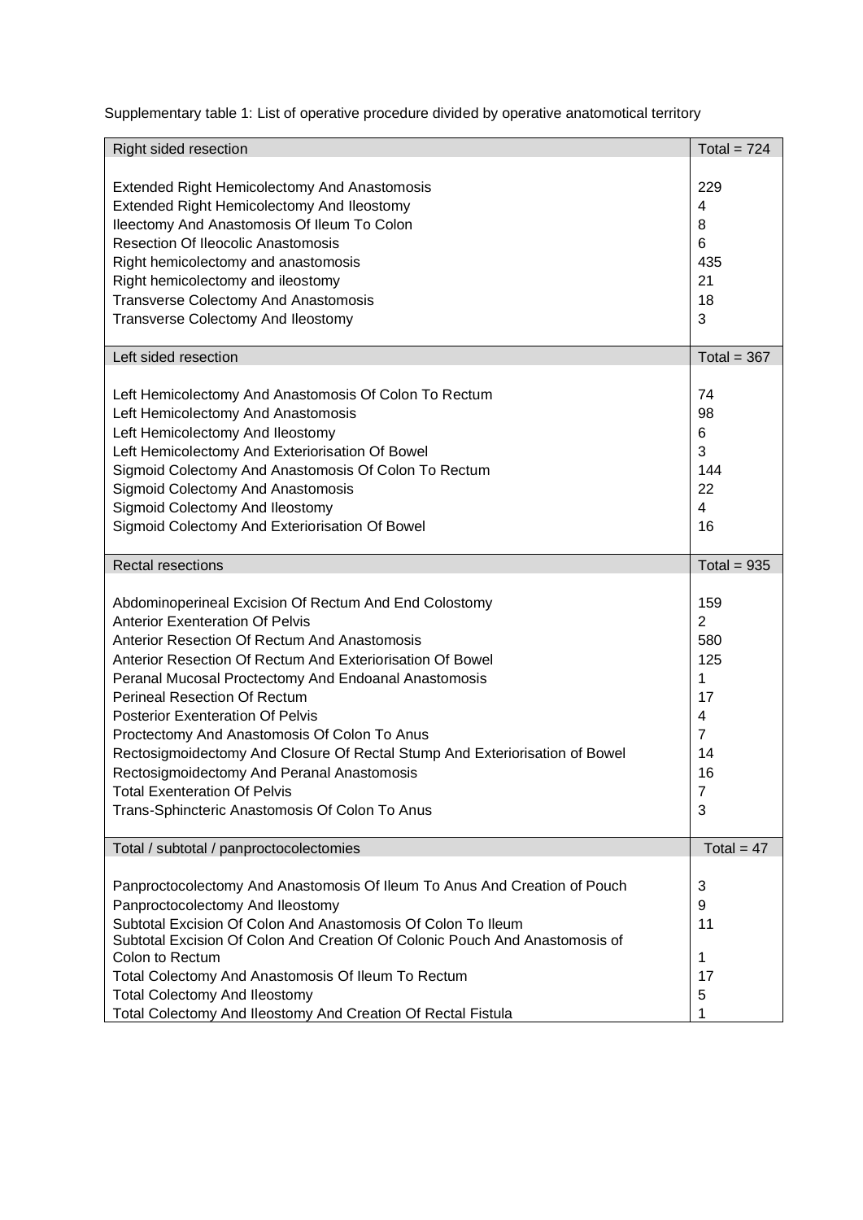Supplementary table 1: List of operative procedure divided by operative anatomotical territory

| Right sided resection | Total = 724 |
|---|---|
| Extended Right Hemicolectomy And Anastomosis | 229 |
| Extended Right Hemicolectomy And Ileostomy | 4 |
| Ileectomy And Anastomosis Of Ileum To Colon | 8 |
| Resection Of Ileocolic Anastomosis | 6 |
| Right hemicolectomy and anastomosis | 435 |
| Right hemicolectomy and ileostomy | 21 |
| Transverse Colectomy And Anastomosis | 18 |
| Transverse Colectomy And Ileostomy | 3 |
| **Left sided resection** | **Total = 367** |
| Left Hemicolectomy And Anastomosis Of Colon To Rectum | 74 |
| Left Hemicolectomy And Anastomosis | 98 |
| Left Hemicolectomy And Ileostomy | 6 |
| Left Hemicolectomy And Exteriorisation Of Bowel | 3 |
| Sigmoid Colectomy And Anastomosis Of Colon To Rectum | 144 |
| Sigmoid Colectomy And Anastomosis | 22 |
| Sigmoid Colectomy And Ileostomy | 4 |
| Sigmoid Colectomy And Exteriorisation Of Bowel | 16 |
| **Rectal resections** | **Total = 935** |
| Abdominoperineal Excision Of Rectum And End Colostomy | 159 |
| Anterior Exenteration Of Pelvis | 2 |
| Anterior Resection Of Rectum And Anastomosis | 580 |
| Anterior Resection Of Rectum And Exteriorisation Of Bowel | 125 |
| Peranal Mucosal Proctectomy And Endoanal Anastomosis | 1 |
| Perineal Resection Of Rectum | 17 |
| Posterior Exenteration Of Pelvis | 4 |
| Proctectomy And Anastomosis Of Colon To Anus | 7 |
| Rectosigmoidectomy And Closure Of Rectal Stump And Exteriorisation of Bowel | 14 |
| Rectosigmoidectomy And Peranal Anastomosis | 16 |
| Total Exenteration Of Pelvis | 7 |
| Trans-Sphincteric Anastomosis Of Colon To Anus | 3 |
| **Total / subtotal / panproctocolectomies** | **Total = 47** |
| Panproctocolectomy And Anastomosis Of Ileum To Anus And Creation of Pouch | 3 |
| Panproctocolectomy And Ileostomy | 9 |
| Subtotal Excision Of Colon And Anastomosis Of Colon To Ileum | 11 |
| Subtotal Excision Of Colon And Creation Of Colonic Pouch And Anastomosis of Colon to Rectum | 1 |
| Total Colectomy And Anastomosis Of Ileum To Rectum | 17 |
| Total Colectomy And Ileostomy | 5 |
| Total Colectomy And Ileostomy And Creation Of Rectal Fistula | 1 |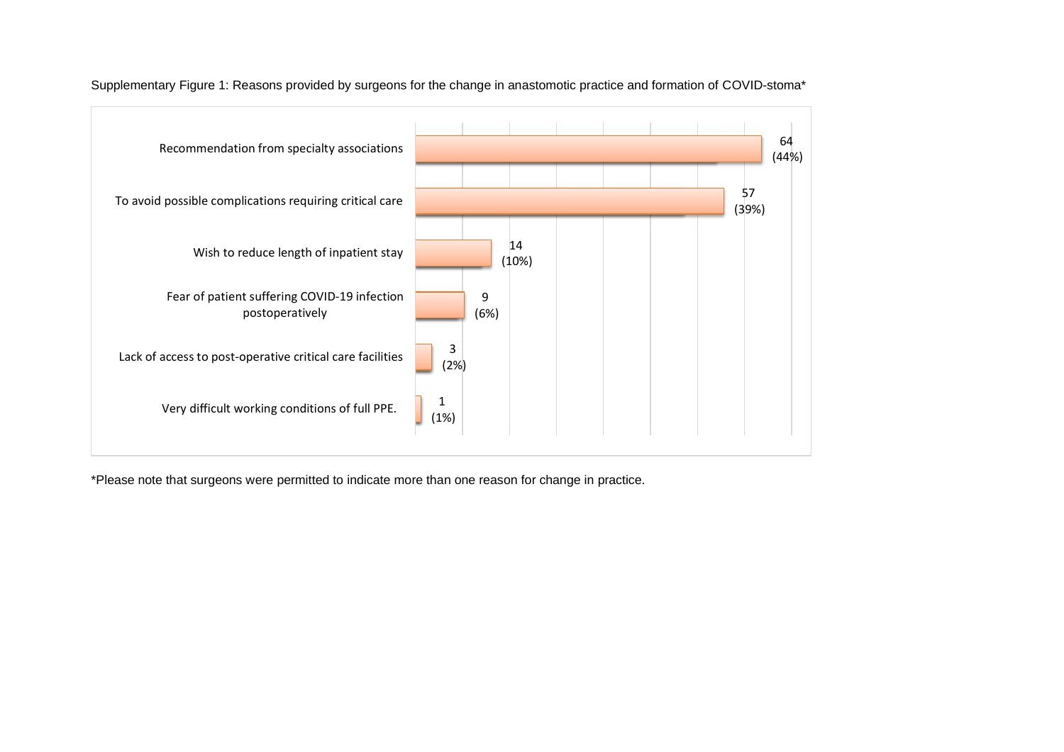Supplementary Figure 1: Reasons provided by surgeons for the change in anastomotic practice and formation of COVID-stoma*

| Reason | n (%) |
|---|---|
| Recommendation from specialty associations | 64 (44%) |
| To avoid possible complications requiring critical care | 57 (39%) |
| Wish to reduce length of inpatient stay | 14 (10%) |
| Fear of patient suffering COVID-19 infection postoperatively | 9 (6%) |
| Lack of access to post-operative critical care facilities | 3 (2%) |
| Very difficult working conditions of full PPE. | 1 (1%) |

*Please note that surgeons were permitted to indicate more than one reason for change in practice.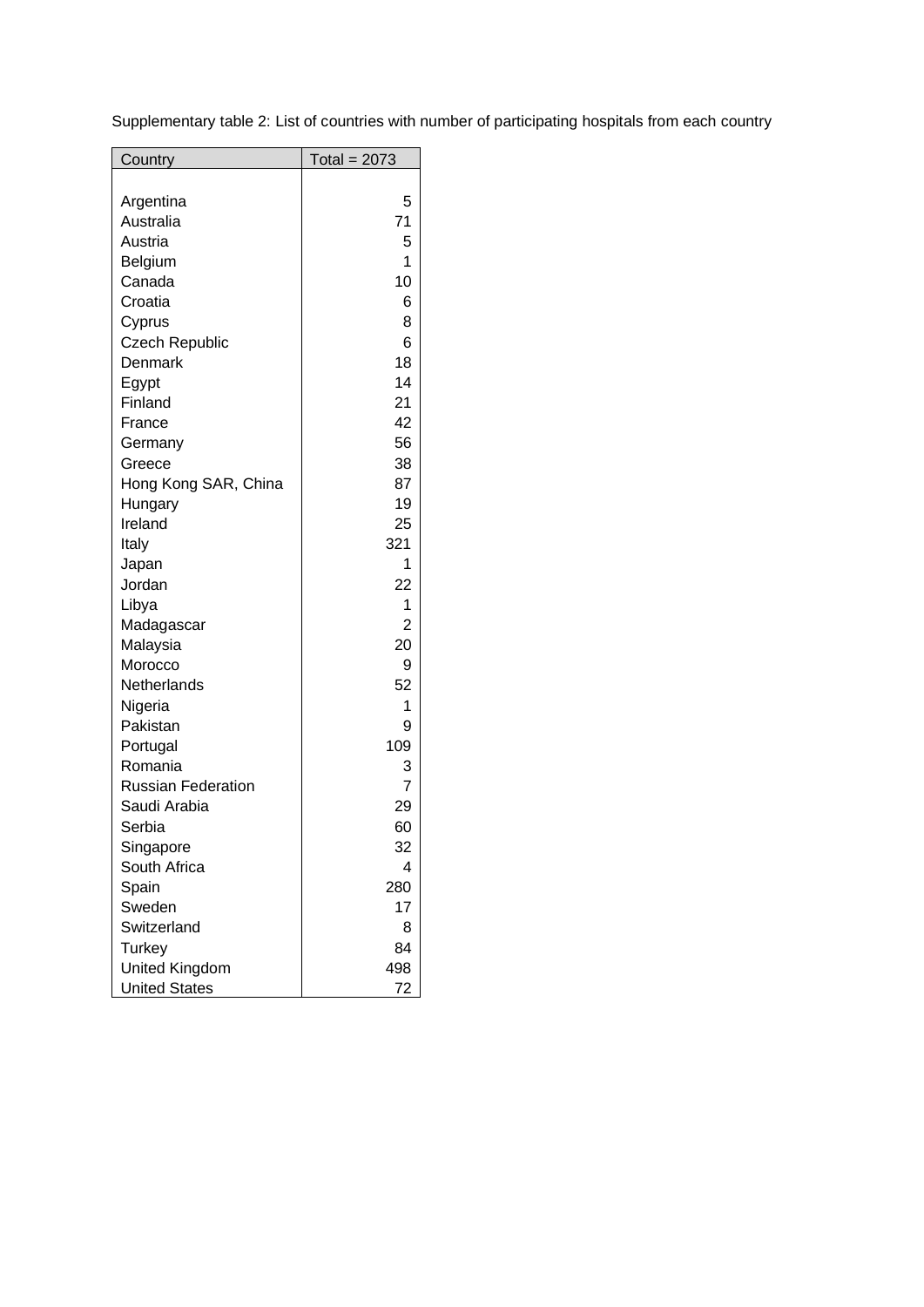Supplementary table 2: List of countries with number of participating hospitals from each country

| Country | Total = 2073 |
|---|---|
| Argentina | 5 |
| Australia | 71 |
| Austria | 5 |
| Belgium | 1 |
| Canada | 10 |
| Croatia | 6 |
| Cyprus | 8 |
| Czech Republic | 6 |
| Denmark | 18 |
| Egypt | 14 |
| Finland | 21 |
| France | 42 |
| Germany | 56 |
| Greece | 38 |
| Hong Kong SAR, China | 87 |
| Hungary | 19 |
| Ireland | 25 |
| Italy | 321 |
| Japan | 1 |
| Jordan | 22 |
| Libya | 1 |
| Madagascar | 2 |
| Malaysia | 20 |
| Morocco | 9 |
| Netherlands | 52 |
| Nigeria | 1 |
| Pakistan | 9 |
| Portugal | 109 |
| Romania | 3 |
| Russian Federation | 7 |
| Saudi Arabia | 29 |
| Serbia | 60 |
| Singapore | 32 |
| South Africa | 4 |
| Spain | 280 |
| Sweden | 17 |
| Switzerland | 8 |
| Turkey | 84 |
| United Kingdom | 498 |
| United States | 72 |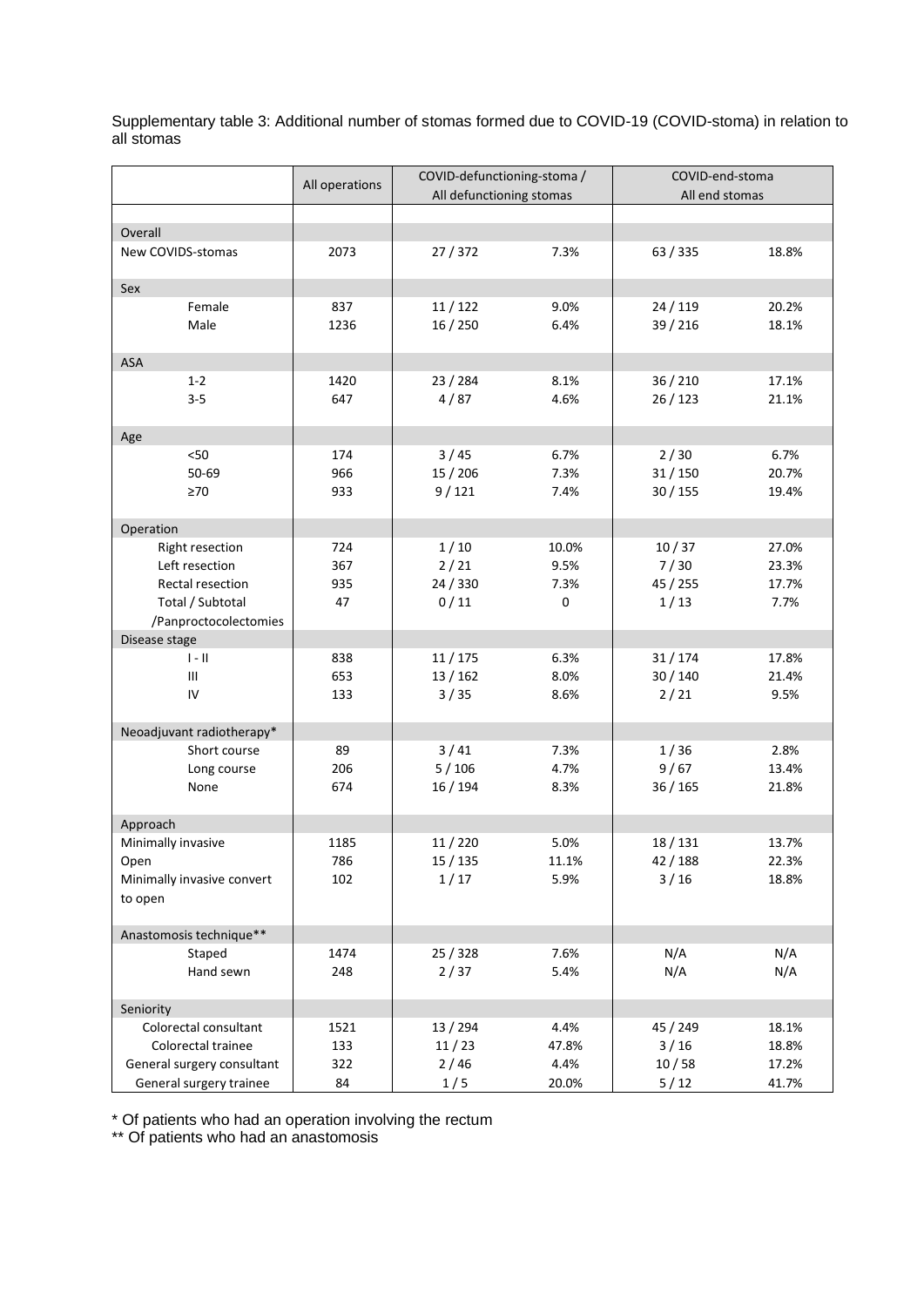Supplementary table 3: Additional number of stomas formed due to COVID-19 (COVID-stoma) in relation to all stomas

| | All operations | COVID-defunctioning-stoma / All defunctioning stomas | | COVID-end-stoma All end stomas | |
|---|---|---|---|---|---|
| **Overall** | | | | | |
| New COVIDS-stomas | 2073 | 27 / 372 | 7.3% | 63 / 335 | 18.8% |
| **Sex** | | | | | |
| Female | 837 | 11 / 122 | 9.0% | 24 / 119 | 20.2% |
| Male | 1236 | 16 / 250 | 6.4% | 39 / 216 | 18.1% |
| **ASA** | | | | | |
| 1-2 | 1420 | 23 / 284 | 8.1% | 36 / 210 | 17.1% |
| 3-5 | 647 | 4 / 87 | 4.6% | 26 / 123 | 21.1% |
| **Age** | | | | | |
| <50 | 174 | 3 / 45 | 6.7% | 2 / 30 | 6.7% |
| 50-69 | 966 | 15 / 206 | 7.3% | 31 / 150 | 20.7% |
| ≥70 | 933 | 9 / 121 | 7.4% | 30 / 155 | 19.4% |
| **Operation** | | | | | |
| Right resection | 724 | 1 / 10 | 10.0% | 10 / 37 | 27.0% |
| Left resection | 367 | 2 / 21 | 9.5% | 7 / 30 | 23.3% |
| Rectal resection | 935 | 24 / 330 | 7.3% | 45 / 255 | 17.7% |
| Total / Subtotal /Panproctocolectomies | 47 | 0 / 11 | 0 | 1 / 13 | 7.7% |
| **Disease stage** | | | | | |
| I - II | 838 | 11 / 175 | 6.3% | 31 / 174 | 17.8% |
| III | 653 | 13 / 162 | 8.0% | 30 / 140 | 21.4% |
| IV | 133 | 3 / 35 | 8.6% | 2 / 21 | 9.5% |
| **Neoadjuvant radiotherapy*** | | | | | |
| Short course | 89 | 3 / 41 | 7.3% | 1 / 36 | 2.8% |
| Long course | 206 | 5 / 106 | 4.7% | 9 / 67 | 13.4% |
| None | 674 | 16 / 194 | 8.3% | 36 / 165 | 21.8% |
| **Approach** | | | | | |
| Minimally invasive | 1185 | 11 / 220 | 5.0% | 18 / 131 | 13.7% |
| Open | 786 | 15 / 135 | 11.1% | 42 / 188 | 22.3% |
| Minimally invasive convert to open | 102 | 1 / 17 | 5.9% | 3 / 16 | 18.8% |
| **Anastomosis technique**** | | | | | |
| Staped | 1474 | 25 / 328 | 7.6% | N/A | N/A |
| Hand sewn | 248 | 2 / 37 | 5.4% | N/A | N/A |
| **Seniority** | | | | | |
| Colorectal consultant | 1521 | 13 / 294 | 4.4% | 45 / 249 | 18.1% |
| Colorectal trainee | 133 | 11 / 23 | 47.8% | 3 / 16 | 18.8% |
| General surgery consultant | 322 | 2 / 46 | 4.4% | 10 / 58 | 17.2% |
| General surgery trainee | 84 | 1 / 5 | 20.0% | 5 / 12 | 41.7% |

* Of patients who had an operation involving the rectum

** Of patients who had an anastomosis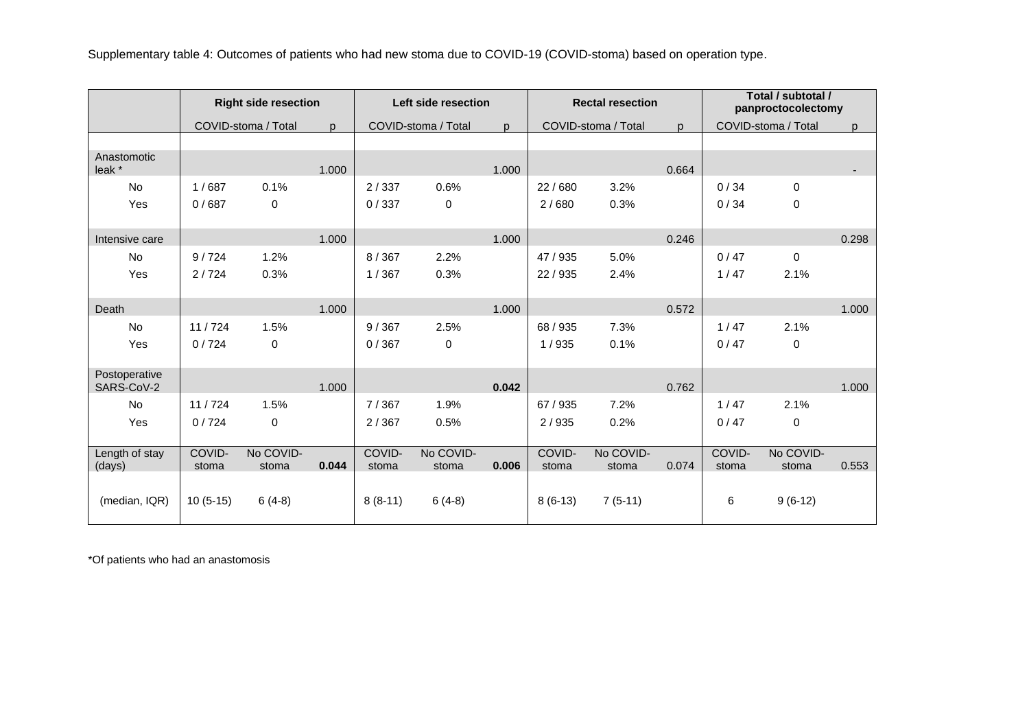Supplementary table 4: Outcomes of patients who had new stoma due to COVID-19 (COVID-stoma) based on operation type.

| | Right side resection | | | Left side resection | | | Rectal resection | | | Total / subtotal / panproctocolectomy | | |
|---|---|---|---|---|---|---|---|---|---|---|---|---|
| | COVID-stoma / Total | | p | COVID-stoma / Total | | p | COVID-stoma / Total | | p | COVID-stoma / Total | | p |
| Anastomotic leak * | | | 1.000 | | | 1.000 | | | 0.664 | | | - |
| No | 1 / 687 | 0.1% | | 2 / 337 | 0.6% | | 22 / 680 | 3.2% | | 0 / 34 | 0 | |
| Yes | 0 / 687 | 0 | | 0 / 337 | 0 | | 2 / 680 | 0.3% | | 0 / 34 | 0 | |
| Intensive care | | | 1.000 | | | 1.000 | | | 0.246 | | | 0.298 |
| No | 9 / 724 | 1.2% | | 8 / 367 | 2.2% | | 47 / 935 | 5.0% | | 0 / 47 | 0 | |
| Yes | 2 / 724 | 0.3% | | 1 / 367 | 0.3% | | 22 / 935 | 2.4% | | 1 / 47 | 2.1% | |
| Death | | | 1.000 | | | 1.000 | | | 0.572 | | | 1.000 |
| No | 11 / 724 | 1.5% | | 9 / 367 | 2.5% | | 68 / 935 | 7.3% | | 1 / 47 | 2.1% | |
| Yes | 0 / 724 | 0 | | 0 / 367 | 0 | | 1 / 935 | 0.1% | | 0 / 47 | 0 | |
| Postoperative SARS-CoV-2 | | | 1.000 | | | **0.042** | | | 0.762 | | | 1.000 |
| No | 11 / 724 | 1.5% | | 7 / 367 | 1.9% | | 67 / 935 | 7.2% | | 1 / 47 | 2.1% | |
| Yes | 0 / 724 | 0 | | 2 / 367 | 0.5% | | 2 / 935 | 0.2% | | 0 / 47 | 0 | |
| Length of stay (days) | COVID-stoma | No COVID-stoma | **0.044** | COVID-stoma | No COVID-stoma | **0.006** | COVID-stoma | No COVID-stoma | 0.074 | COVID-stoma | No COVID-stoma | 0.553 |
| (median, IQR) | 10 (5-15) | 6 (4-8) | | 8 (8-11) | 6 (4-8) | | 8 (6-13) | 7 (5-11) | | 6 | 9 (6-12) | |

*Of patients who had an anastomosis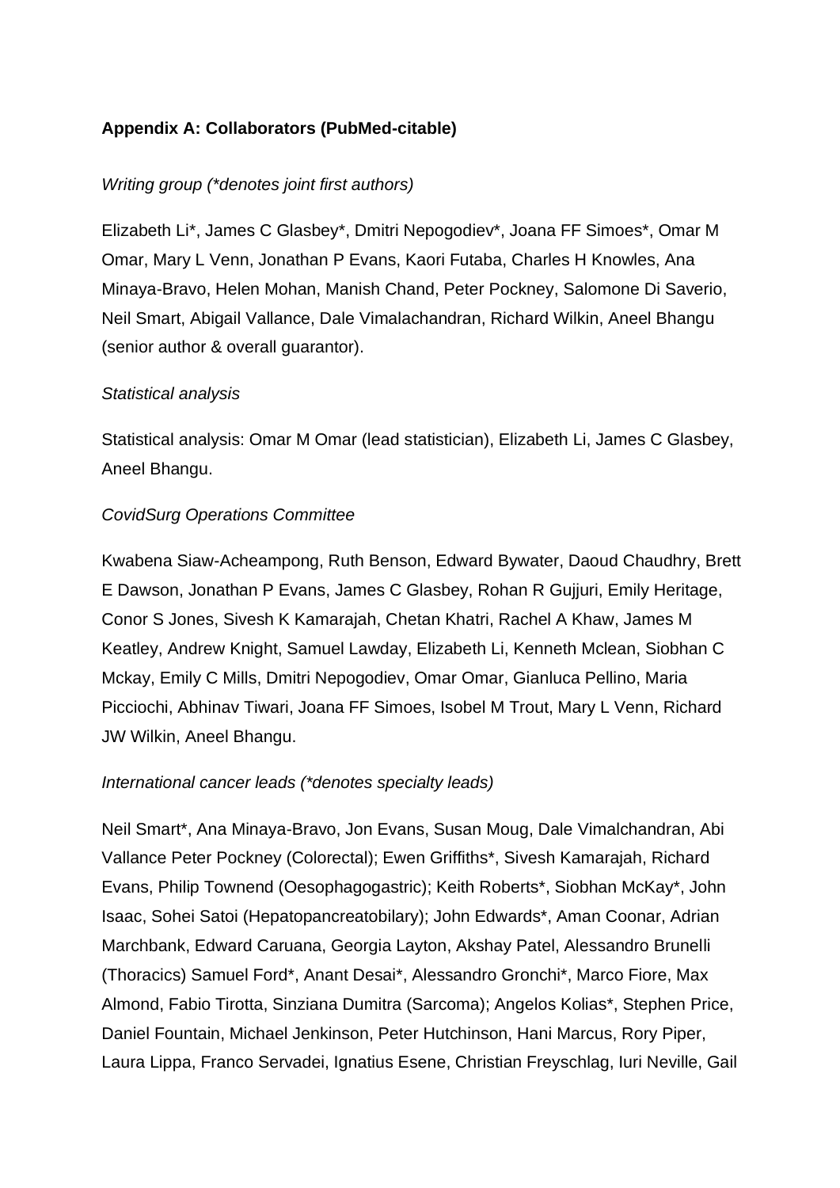**Appendix A: Collaborators (PubMed-citable)**

*Writing group (*denotes joint first authors)*

Elizabeth Li*, James C Glasbey*, Dmitri Nepogodiev*, Joana FF Simoes*, Omar M Omar, Mary L Venn, Jonathan P Evans, Kaori Futaba, Charles H Knowles, Ana Minaya-Bravo, Helen Mohan, Manish Chand, Peter Pockney, Salomone Di Saverio, Neil Smart, Abigail Vallance, Dale Vimalachandran, Richard Wilkin, Aneel Bhangu (senior author & overall guarantor).

*Statistical analysis*

Statistical analysis: Omar M Omar (lead statistician), Elizabeth Li, James C Glasbey, Aneel Bhangu.

*CovidSurg Operations Committee*

Kwabena Siaw-Acheampong, Ruth Benson, Edward Bywater, Daoud Chaudhry, Brett E Dawson, Jonathan P Evans, James C Glasbey, Rohan R Gujjuri, Emily Heritage, Conor S Jones, Sivesh K Kamarajah, Chetan Khatri, Rachel A Khaw, James M Keatley, Andrew Knight, Samuel Lawday, Elizabeth Li, Kenneth Mclean, Siobhan C Mckay, Emily C Mills, Dmitri Nepogodiev, Omar Omar, Gianluca Pellino, Maria Picciochi, Abhinav Tiwari, Joana FF Simoes, Isobel M Trout, Mary L Venn, Richard JW Wilkin, Aneel Bhangu.

*International cancer leads (*denotes specialty leads)*

Neil Smart*, Ana Minaya-Bravo, Jon Evans, Susan Moug, Dale Vimalchandran, Abi Vallance Peter Pockney (Colorectal); Ewen Griffiths*, Sivesh Kamarajah, Richard Evans, Philip Townend (Oesophagogastric); Keith Roberts*, Siobhan McKay*, John Isaac, Sohei Satoi (Hepatopancreatobilary); John Edwards*, Aman Coonar, Adrian Marchbank, Edward Caruana, Georgia Layton, Akshay Patel, Alessandro Brunelli (Thoracics) Samuel Ford*, Anant Desai*, Alessandro Gronchi*, Marco Fiore, Max Almond, Fabio Tirotta, Sinziana Dumitra (Sarcoma); Angelos Kolias*, Stephen Price, Daniel Fountain, Michael Jenkinson, Peter Hutchinson, Hani Marcus, Rory Piper, Laura Lippa, Franco Servadei, Ignatius Esene, Christian Freyschlag, Iuri Neville, Gail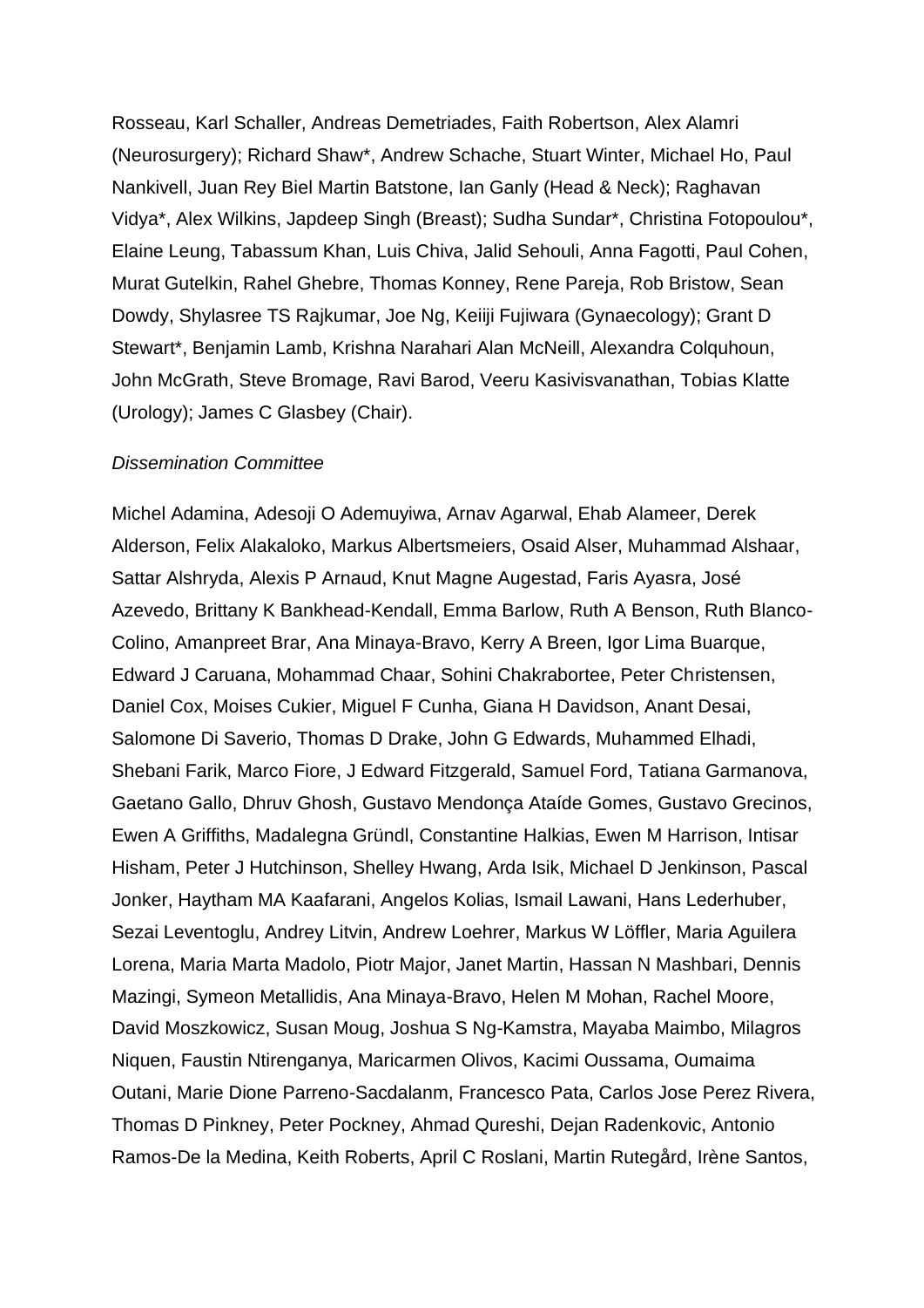Rosseau, Karl Schaller, Andreas Demetriades, Faith Robertson, Alex Alamri (Neurosurgery); Richard Shaw*, Andrew Schache, Stuart Winter, Michael Ho, Paul Nankivell, Juan Rey Biel Martin Batstone, Ian Ganly (Head & Neck); Raghavan Vidya*, Alex Wilkins, Japdeep Singh (Breast); Sudha Sundar*, Christina Fotopoulou*, Elaine Leung, Tabassum Khan, Luis Chiva, Jalid Sehouli, Anna Fagotti, Paul Cohen, Murat Gutelkin, Rahel Ghebre, Thomas Konney, Rene Pareja, Rob Bristow, Sean Dowdy, Shylasree TS Rajkumar, Joe Ng, Keiiji Fujiwara (Gynaecology); Grant D Stewart*, Benjamin Lamb, Krishna Narahari Alan McNeill, Alexandra Colquhoun, John McGrath, Steve Bromage, Ravi Barod, Veeru Kasivisvanathan, Tobias Klatte (Urology); James C Glasbey (Chair).

*Dissemination Committee*

Michel Adamina, Adesoji O Ademuyiwa, Arnav Agarwal, Ehab Alameer, Derek Alderson, Felix Alakaloko, Markus Albertsmeiers, Osaid Alser, Muhammad Alshaar, Sattar Alshryda, Alexis P Arnaud, Knut Magne Augestad, Faris Ayasra, José Azevedo, Brittany K Bankhead-Kendall, Emma Barlow, Ruth A Benson, Ruth Blanco-Colino, Amanpreet Brar, Ana Minaya-Bravo, Kerry A Breen, Igor Lima Buarque, Edward J Caruana, Mohammad Chaar, Sohini Chakrabortee, Peter Christensen, Daniel Cox, Moises Cukier, Miguel F Cunha, Giana H Davidson, Anant Desai, Salomone Di Saverio, Thomas D Drake, John G Edwards, Muhammed Elhadi, Shebani Farik, Marco Fiore, J Edward Fitzgerald, Samuel Ford, Tatiana Garmanova, Gaetano Gallo, Dhruv Ghosh, Gustavo Mendonça Ataíde Gomes, Gustavo Grecinos, Ewen A Griffiths, Madalegna Gründl, Constantine Halkias, Ewen M Harrison, Intisar Hisham, Peter J Hutchinson, Shelley Hwang, Arda Isik, Michael D Jenkinson, Pascal Jonker, Haytham MA Kaafarani, Angelos Kolias, Ismail Lawani, Hans Lederhuber, Sezai Leventoglu, Andrey Litvin, Andrew Loehrer, Markus W Löffler, Maria Aguilera Lorena, Maria Marta Madolo, Piotr Major, Janet Martin, Hassan N Mashbari, Dennis Mazingi, Symeon Metallidis, Ana Minaya-Bravo, Helen M Mohan, Rachel Moore, David Moszkowicz, Susan Moug, Joshua S Ng-Kamstra, Mayaba Maimbo, Milagros Niquen, Faustin Ntirenganya, Maricarmen Olivos, Kacimi Oussama, Oumaima Outani, Marie Dione Parreno-Sacdalanm, Francesco Pata, Carlos Jose Perez Rivera, Thomas D Pinkney, Peter Pockney, Ahmad Qureshi, Dejan Radenkovic, Antonio Ramos-De la Medina, Keith Roberts, April C Roslani, Martin Rutegård, Irène Santos,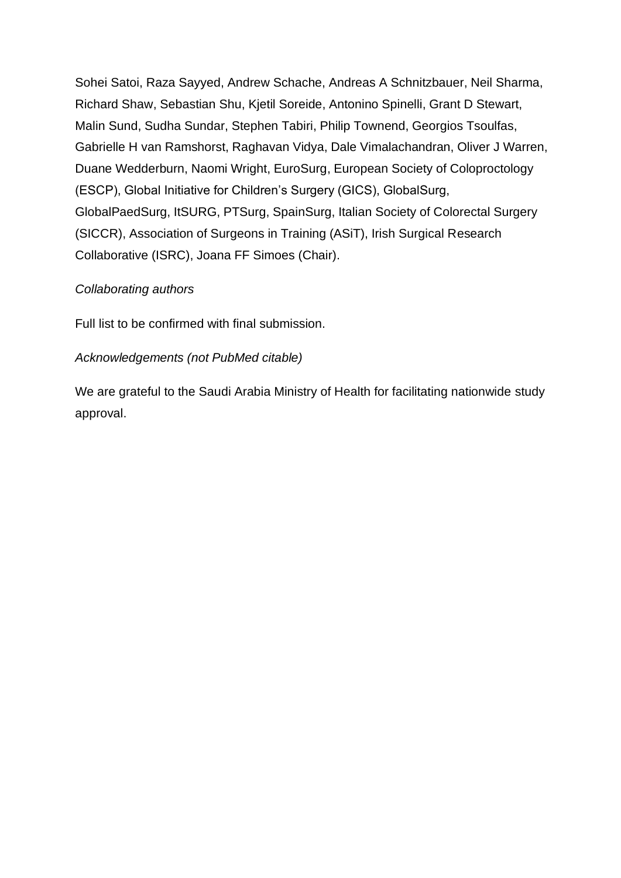Sohei Satoi, Raza Sayyed, Andrew Schache, Andreas A Schnitzbauer, Neil Sharma, Richard Shaw, Sebastian Shu, Kjetil Soreide, Antonino Spinelli, Grant D Stewart, Malin Sund, Sudha Sundar, Stephen Tabiri, Philip Townend, Georgios Tsoulfas, Gabrielle H van Ramshorst, Raghavan Vidya, Dale Vimalachandran, Oliver J Warren, Duane Wedderburn, Naomi Wright, EuroSurg, European Society of Coloproctology (ESCP), Global Initiative for Children's Surgery (GICS), GlobalSurg, GlobalPaedSurg, ItSURG, PTSurg, SpainSurg, Italian Society of Colorectal Surgery (SICCR), Association of Surgeons in Training (ASiT), Irish Surgical Research Collaborative (ISRC), Joana FF Simoes (Chair).

*Collaborating authors*

Full list to be confirmed with final submission.

*Acknowledgements (not PubMed citable)*

We are grateful to the Saudi Arabia Ministry of Health for facilitating nationwide study approval.